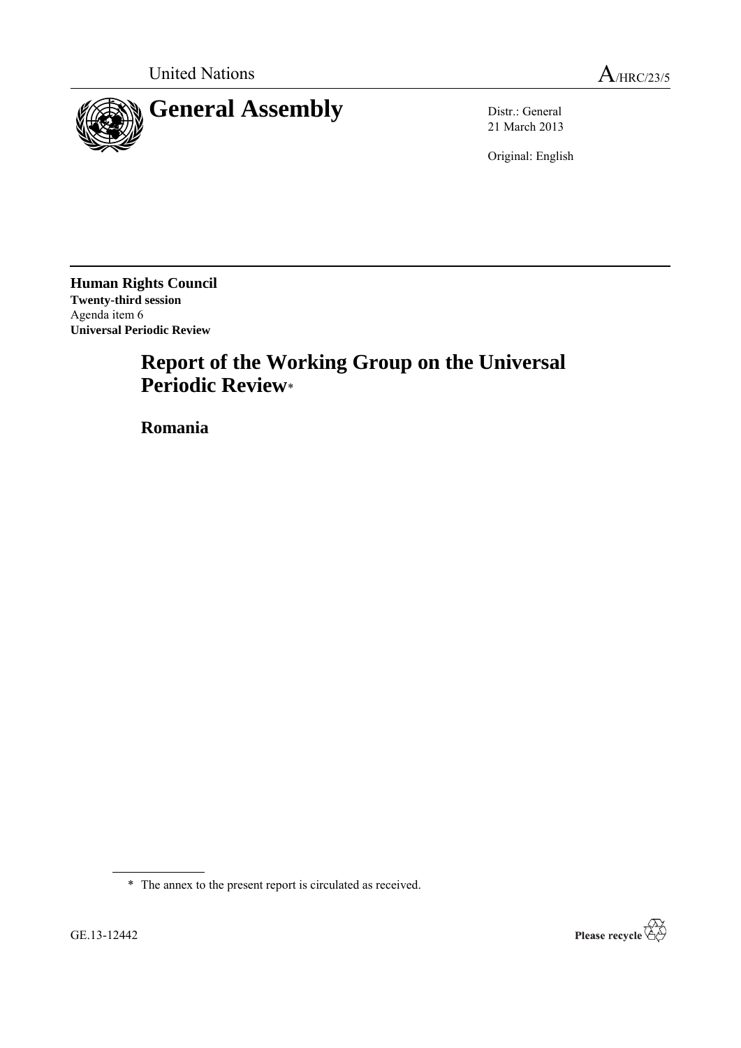United Nations

A/HRC/23/5

# General Assembly

Distr.: General
21 March 2013

Original: English

**Human Rights Council**
**Twenty-third session**
Agenda item 6
**Universal Periodic Review**

# Report of the Working Group on the Universal Periodic Review*

## Romania

* The annex to the present report is circulated as received.

GE.13-12442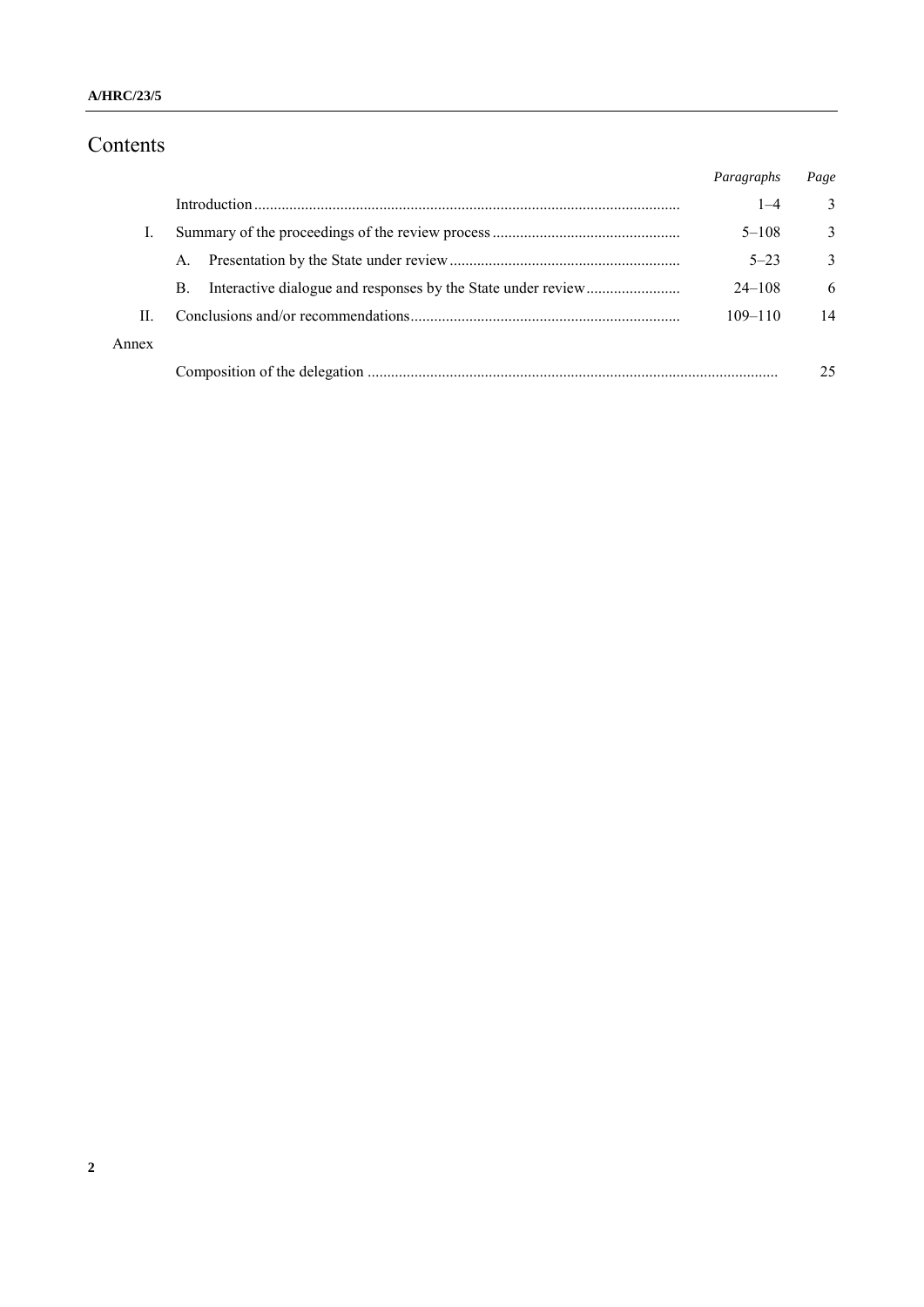# Contents

| | | *Paragraphs* | *Page* |
|---|---|---|---|
| | Introduction | 1–4 | 3 |
| I. | Summary of the proceedings of the review process | 5–108 | 3 |
| | A. Presentation by the State under review | 5–23 | 3 |
| | B. Interactive dialogue and responses by the State under review | 24–108 | 6 |
| II. | Conclusions and/or recommendations | 109–110 | 14 |
| Annex | | | |
| | Composition of the delegation | | 25 |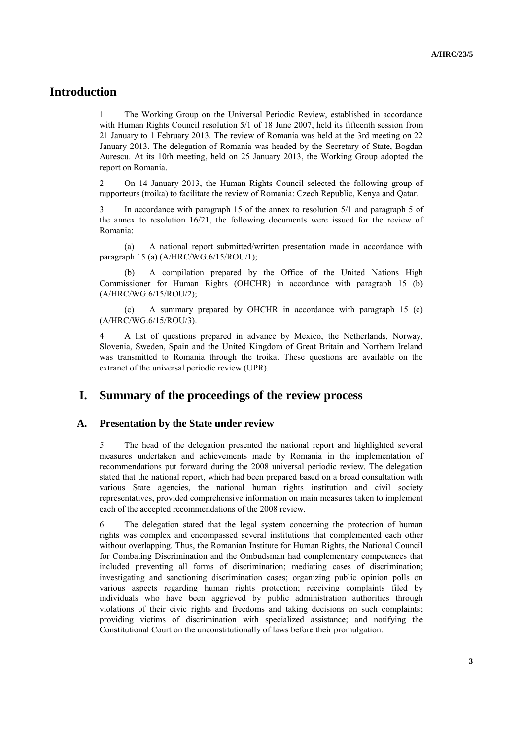# Introduction

1. The Working Group on the Universal Periodic Review, established in accordance with Human Rights Council resolution 5/1 of 18 June 2007, held its fifteenth session from 21 January to 1 February 2013. The review of Romania was held at the 3rd meeting on 22 January 2013. The delegation of Romania was headed by the Secretary of State, Bogdan Aurescu. At its 10th meeting, held on 25 January 2013, the Working Group adopted the report on Romania.

2. On 14 January 2013, the Human Rights Council selected the following group of rapporteurs (troika) to facilitate the review of Romania: Czech Republic, Kenya and Qatar.

3. In accordance with paragraph 15 of the annex to resolution 5/1 and paragraph 5 of the annex to resolution 16/21, the following documents were issued for the review of Romania:

(a) A national report submitted/written presentation made in accordance with paragraph 15 (a) (A/HRC/WG.6/15/ROU/1);

(b) A compilation prepared by the Office of the United Nations High Commissioner for Human Rights (OHCHR) in accordance with paragraph 15 (b) (A/HRC/WG.6/15/ROU/2);

(c) A summary prepared by OHCHR in accordance with paragraph 15 (c) (A/HRC/WG.6/15/ROU/3).

4. A list of questions prepared in advance by Mexico, the Netherlands, Norway, Slovenia, Sweden, Spain and the United Kingdom of Great Britain and Northern Ireland was transmitted to Romania through the troika. These questions are available on the extranet of the universal periodic review (UPR).

# I. Summary of the proceedings of the review process

## A. Presentation by the State under review

5. The head of the delegation presented the national report and highlighted several measures undertaken and achievements made by Romania in the implementation of recommendations put forward during the 2008 universal periodic review. The delegation stated that the national report, which had been prepared based on a broad consultation with various State agencies, the national human rights institution and civil society representatives, provided comprehensive information on main measures taken to implement each of the accepted recommendations of the 2008 review.

6. The delegation stated that the legal system concerning the protection of human rights was complex and encompassed several institutions that complemented each other without overlapping. Thus, the Romanian Institute for Human Rights, the National Council for Combating Discrimination and the Ombudsman had complementary competences that included preventing all forms of discrimination; mediating cases of discrimination; investigating and sanctioning discrimination cases; organizing public opinion polls on various aspects regarding human rights protection; receiving complaints filed by individuals who have been aggrieved by public administration authorities through violations of their civic rights and freedoms and taking decisions on such complaints; providing victims of discrimination with specialized assistance; and notifying the Constitutional Court on the unconstitutionally of laws before their promulgation.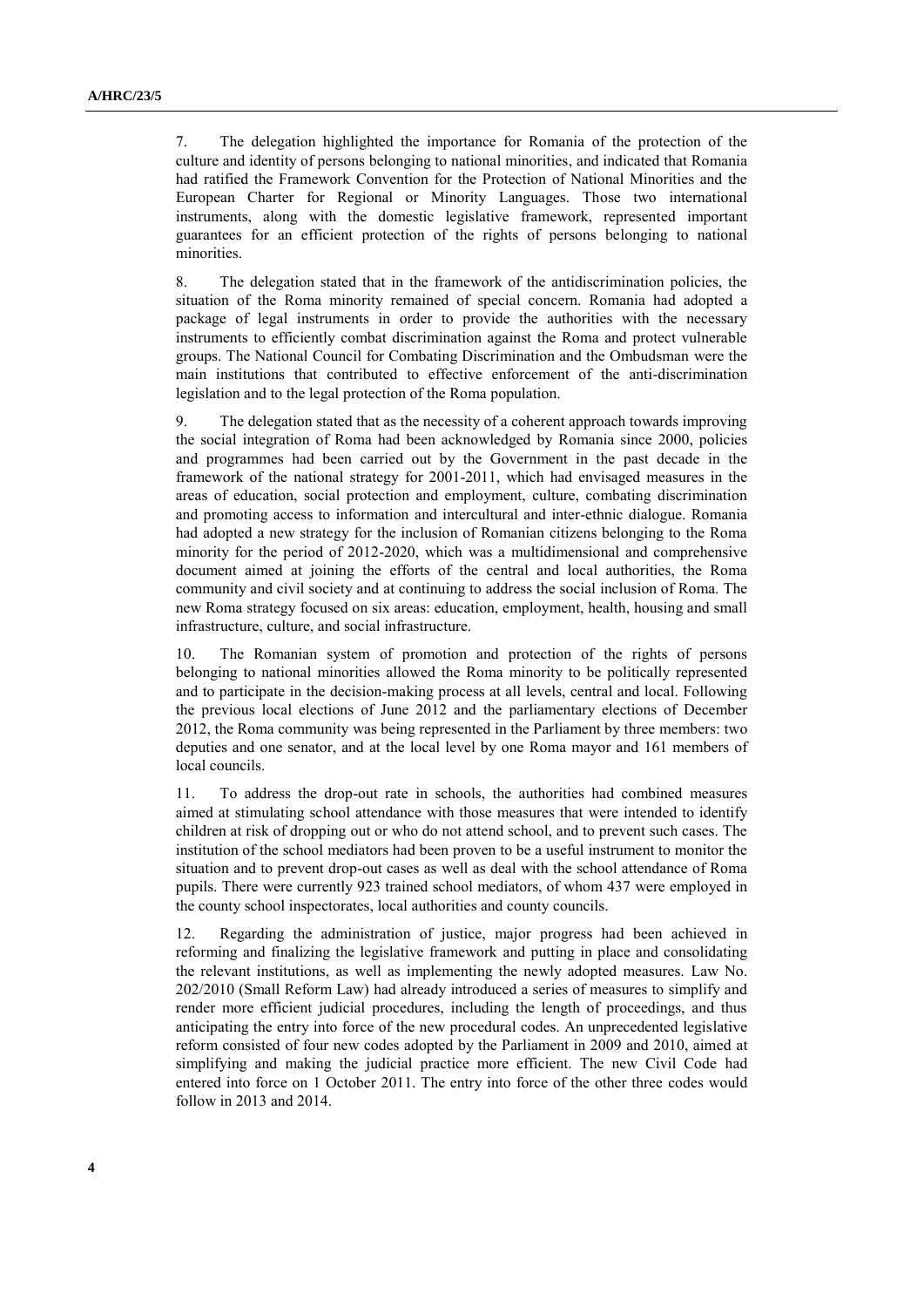7. The delegation highlighted the importance for Romania of the protection of the culture and identity of persons belonging to national minorities, and indicated that Romania had ratified the Framework Convention for the Protection of National Minorities and the European Charter for Regional or Minority Languages. Those two international instruments, along with the domestic legislative framework, represented important guarantees for an efficient protection of the rights of persons belonging to national minorities.

8. The delegation stated that in the framework of the antidiscrimination policies, the situation of the Roma minority remained of special concern. Romania had adopted a package of legal instruments in order to provide the authorities with the necessary instruments to efficiently combat discrimination against the Roma and protect vulnerable groups. The National Council for Combating Discrimination and the Ombudsman were the main institutions that contributed to effective enforcement of the anti-discrimination legislation and to the legal protection of the Roma population.

9. The delegation stated that as the necessity of a coherent approach towards improving the social integration of Roma had been acknowledged by Romania since 2000, policies and programmes had been carried out by the Government in the past decade in the framework of the national strategy for 2001-2011, which had envisaged measures in the areas of education, social protection and employment, culture, combating discrimination and promoting access to information and intercultural and inter-ethnic dialogue. Romania had adopted a new strategy for the inclusion of Romanian citizens belonging to the Roma minority for the period of 2012-2020, which was a multidimensional and comprehensive document aimed at joining the efforts of the central and local authorities, the Roma community and civil society and at continuing to address the social inclusion of Roma. The new Roma strategy focused on six areas: education, employment, health, housing and small infrastructure, culture, and social infrastructure.

10. The Romanian system of promotion and protection of the rights of persons belonging to national minorities allowed the Roma minority to be politically represented and to participate in the decision-making process at all levels, central and local. Following the previous local elections of June 2012 and the parliamentary elections of December 2012, the Roma community was being represented in the Parliament by three members: two deputies and one senator, and at the local level by one Roma mayor and 161 members of local councils.

11. To address the drop-out rate in schools, the authorities had combined measures aimed at stimulating school attendance with those measures that were intended to identify children at risk of dropping out or who do not attend school, and to prevent such cases. The institution of the school mediators had been proven to be a useful instrument to monitor the situation and to prevent drop-out cases as well as deal with the school attendance of Roma pupils. There were currently 923 trained school mediators, of whom 437 were employed in the county school inspectorates, local authorities and county councils.

12. Regarding the administration of justice, major progress had been achieved in reforming and finalizing the legislative framework and putting in place and consolidating the relevant institutions, as well as implementing the newly adopted measures. Law No. 202/2010 (Small Reform Law) had already introduced a series of measures to simplify and render more efficient judicial procedures, including the length of proceedings, and thus anticipating the entry into force of the new procedural codes. An unprecedented legislative reform consisted of four new codes adopted by the Parliament in 2009 and 2010, aimed at simplifying and making the judicial practice more efficient. The new Civil Code had entered into force on 1 October 2011. The entry into force of the other three codes would follow in 2013 and 2014.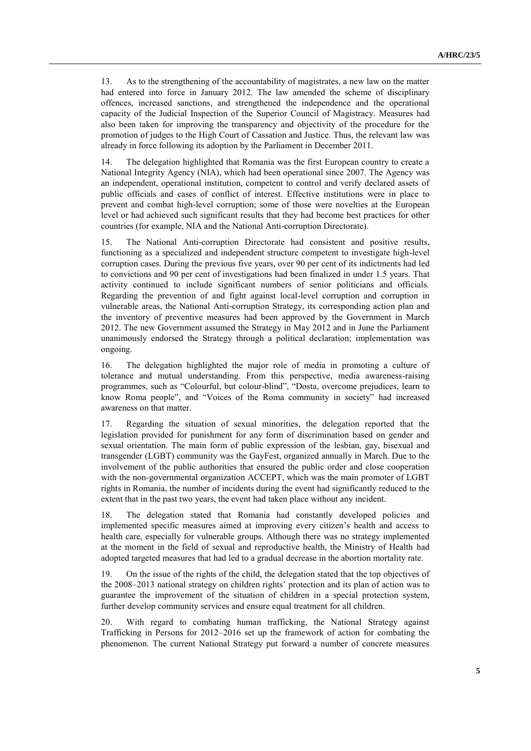13. As to the strengthening of the accountability of magistrates, a new law on the matter had entered into force in January 2012. The law amended the scheme of disciplinary offences, increased sanctions, and strengthened the independence and the operational capacity of the Judicial Inspection of the Superior Council of Magistracy. Measures had also been taken for improving the transparency and objectivity of the procedure for the promotion of judges to the High Court of Cassation and Justice. Thus, the relevant law was already in force following its adoption by the Parliament in December 2011.

14. The delegation highlighted that Romania was the first European country to create a National Integrity Agency (NIA), which had been operational since 2007. The Agency was an independent, operational institution, competent to control and verify declared assets of public officials and cases of conflict of interest. Effective institutions were in place to prevent and combat high-level corruption; some of those were novelties at the European level or had achieved such significant results that they had become best practices for other countries (for example, NIA and the National Anti-corruption Directorate).

15. The National Anti-corruption Directorate had consistent and positive results, functioning as a specialized and independent structure competent to investigate high-level corruption cases. During the previous five years, over 90 per cent of its indictments had led to convictions and 90 per cent of investigations had been finalized in under 1.5 years. That activity continued to include significant numbers of senior politicians and officials. Regarding the prevention of and fight against local-level corruption and corruption in vulnerable areas, the National Anti-corruption Strategy, its corresponding action plan and the inventory of preventive measures had been approved by the Government in March 2012. The new Government assumed the Strategy in May 2012 and in June the Parliament unanimously endorsed the Strategy through a political declaration; implementation was ongoing.

16. The delegation highlighted the major role of media in promoting a culture of tolerance and mutual understanding. From this perspective, media awareness-raising programmes, such as "Colourful, but colour-blind", "Dosta, overcome prejudices, learn to know Roma people", and "Voices of the Roma community in society" had increased awareness on that matter.

17. Regarding the situation of sexual minorities, the delegation reported that the legislation provided for punishment for any form of discrimination based on gender and sexual orientation. The main form of public expression of the lesbian, gay, bisexual and transgender (LGBT) community was the GayFest, organized annually in March. Due to the involvement of the public authorities that ensured the public order and close cooperation with the non-governmental organization ACCEPT, which was the main promoter of LGBT rights in Romania, the number of incidents during the event had significantly reduced to the extent that in the past two years, the event had taken place without any incident.

18. The delegation stated that Romania had constantly developed policies and implemented specific measures aimed at improving every citizen's health and access to health care, especially for vulnerable groups. Although there was no strategy implemented at the moment in the field of sexual and reproductive health, the Ministry of Health had adopted targeted measures that had led to a gradual decrease in the abortion mortality rate.

19. On the issue of the rights of the child, the delegation stated that the top objectives of the 2008–2013 national strategy on children rights' protection and its plan of action was to guarantee the improvement of the situation of children in a special protection system, further develop community services and ensure equal treatment for all children.

20. With regard to combating human trafficking, the National Strategy against Trafficking in Persons for 2012–2016 set up the framework of action for combating the phenomenon. The current National Strategy put forward a number of concrete measures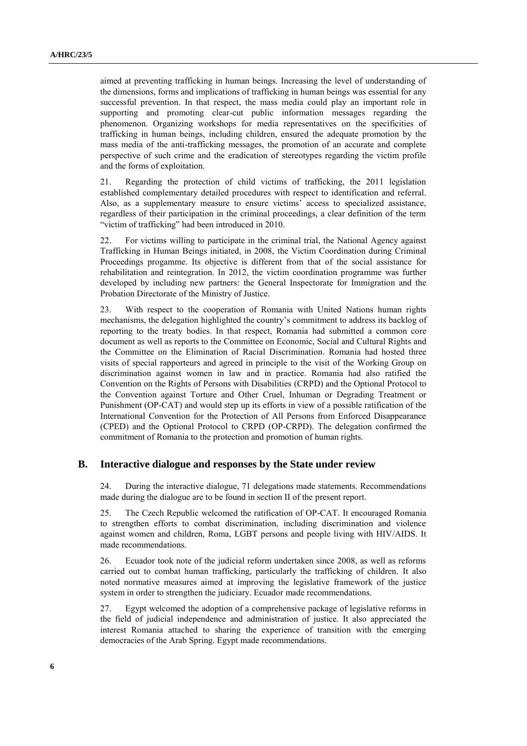aimed at preventing trafficking in human beings. Increasing the level of understanding of the dimensions, forms and implications of trafficking in human beings was essential for any successful prevention. In that respect, the mass media could play an important role in supporting and promoting clear-cut public information messages regarding the phenomenon. Organizing workshops for media representatives on the specificities of trafficking in human beings, including children, ensured the adequate promotion by the mass media of the anti-trafficking messages, the promotion of an accurate and complete perspective of such crime and the eradication of stereotypes regarding the victim profile and the forms of exploitation.

21. Regarding the protection of child victims of trafficking, the 2011 legislation established complementary detailed procedures with respect to identification and referral. Also, as a supplementary measure to ensure victims' access to specialized assistance, regardless of their participation in the criminal proceedings, a clear definition of the term "victim of trafficking" had been introduced in 2010.

22. For victims willing to participate in the criminal trial, the National Agency against Trafficking in Human Beings initiated, in 2008, the Victim Coordination during Criminal Proceedings progamme. Its objective is different from that of the social assistance for rehabilitation and reintegration. In 2012, the victim coordination programme was further developed by including new partners: the General Inspectorate for Immigration and the Probation Directorate of the Ministry of Justice.

23. With respect to the cooperation of Romania with United Nations human rights mechanisms, the delegation highlighted the country's commitment to address its backlog of reporting to the treaty bodies. In that respect, Romania had submitted a common core document as well as reports to the Committee on Economic, Social and Cultural Rights and the Committee on the Elimination of Racial Discrimination. Romania had hosted three visits of special rapporteurs and agreed in principle to the visit of the Working Group on discrimination against women in law and in practice. Romania had also ratified the Convention on the Rights of Persons with Disabilities (CRPD) and the Optional Protocol to the Convention against Torture and Other Cruel, Inhuman or Degrading Treatment or Punishment (OP-CAT) and would step up its efforts in view of a possible ratification of the International Convention for the Protection of All Persons from Enforced Disappearance (CPED) and the Optional Protocol to CRPD (OP-CRPD). The delegation confirmed the commitment of Romania to the protection and promotion of human rights.

## B. Interactive dialogue and responses by the State under review

24. During the interactive dialogue, 71 delegations made statements. Recommendations made during the dialogue are to be found in section II of the present report.

25. The Czech Republic welcomed the ratification of OP-CAT. It encouraged Romania to strengthen efforts to combat discrimination, including discrimination and violence against women and children, Roma, LGBT persons and people living with HIV/AIDS. It made recommendations.

26. Ecuador took note of the judicial reform undertaken since 2008, as well as reforms carried out to combat human trafficking, particularly the trafficking of children. It also noted normative measures aimed at improving the legislative framework of the justice system in order to strengthen the judiciary. Ecuador made recommendations.

27. Egypt welcomed the adoption of a comprehensive package of legislative reforms in the field of judicial independence and administration of justice. It also appreciated the interest Romania attached to sharing the experience of transition with the emerging democracies of the Arab Spring. Egypt made recommendations.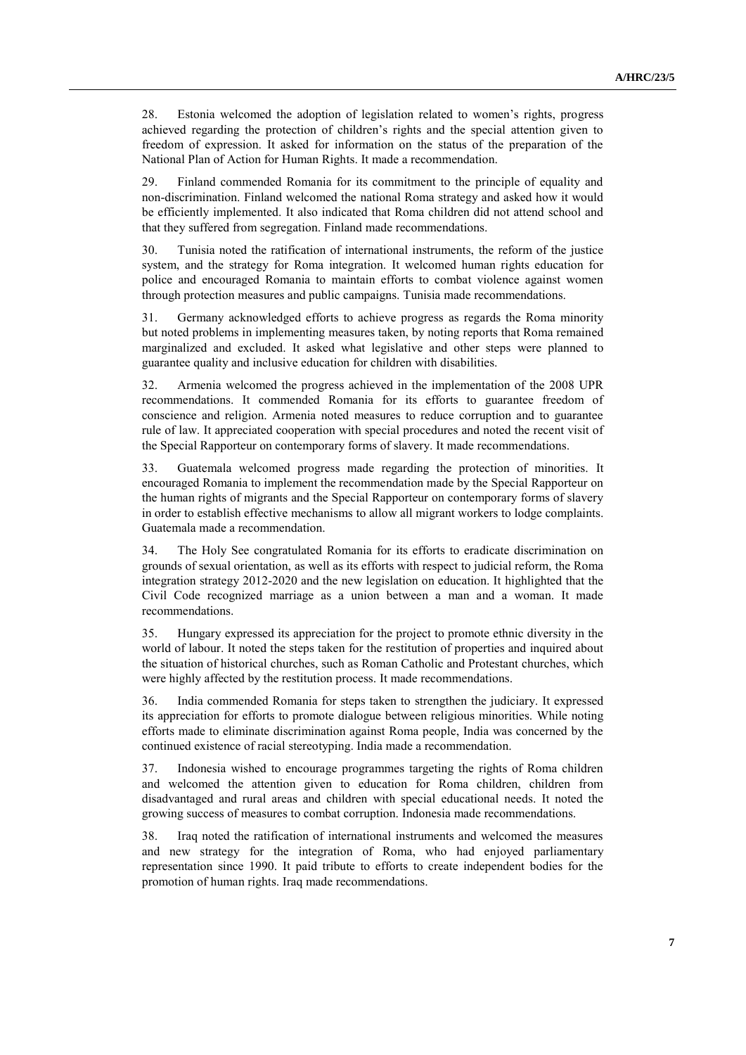28. Estonia welcomed the adoption of legislation related to women's rights, progress achieved regarding the protection of children's rights and the special attention given to freedom of expression. It asked for information on the status of the preparation of the National Plan of Action for Human Rights. It made a recommendation.

29. Finland commended Romania for its commitment to the principle of equality and non-discrimination. Finland welcomed the national Roma strategy and asked how it would be efficiently implemented. It also indicated that Roma children did not attend school and that they suffered from segregation. Finland made recommendations.

30. Tunisia noted the ratification of international instruments, the reform of the justice system, and the strategy for Roma integration. It welcomed human rights education for police and encouraged Romania to maintain efforts to combat violence against women through protection measures and public campaigns. Tunisia made recommendations.

31. Germany acknowledged efforts to achieve progress as regards the Roma minority but noted problems in implementing measures taken, by noting reports that Roma remained marginalized and excluded. It asked what legislative and other steps were planned to guarantee quality and inclusive education for children with disabilities.

32. Armenia welcomed the progress achieved in the implementation of the 2008 UPR recommendations. It commended Romania for its efforts to guarantee freedom of conscience and religion. Armenia noted measures to reduce corruption and to guarantee rule of law. It appreciated cooperation with special procedures and noted the recent visit of the Special Rapporteur on contemporary forms of slavery. It made recommendations.

33. Guatemala welcomed progress made regarding the protection of minorities. It encouraged Romania to implement the recommendation made by the Special Rapporteur on the human rights of migrants and the Special Rapporteur on contemporary forms of slavery in order to establish effective mechanisms to allow all migrant workers to lodge complaints. Guatemala made a recommendation.

34. The Holy See congratulated Romania for its efforts to eradicate discrimination on grounds of sexual orientation, as well as its efforts with respect to judicial reform, the Roma integration strategy 2012-2020 and the new legislation on education. It highlighted that the Civil Code recognized marriage as a union between a man and a woman. It made recommendations.

35. Hungary expressed its appreciation for the project to promote ethnic diversity in the world of labour. It noted the steps taken for the restitution of properties and inquired about the situation of historical churches, such as Roman Catholic and Protestant churches, which were highly affected by the restitution process. It made recommendations.

36. India commended Romania for steps taken to strengthen the judiciary. It expressed its appreciation for efforts to promote dialogue between religious minorities. While noting efforts made to eliminate discrimination against Roma people, India was concerned by the continued existence of racial stereotyping. India made a recommendation.

37. Indonesia wished to encourage programmes targeting the rights of Roma children and welcomed the attention given to education for Roma children, children from disadvantaged and rural areas and children with special educational needs. It noted the growing success of measures to combat corruption. Indonesia made recommendations.

38. Iraq noted the ratification of international instruments and welcomed the measures and new strategy for the integration of Roma, who had enjoyed parliamentary representation since 1990. It paid tribute to efforts to create independent bodies for the promotion of human rights. Iraq made recommendations.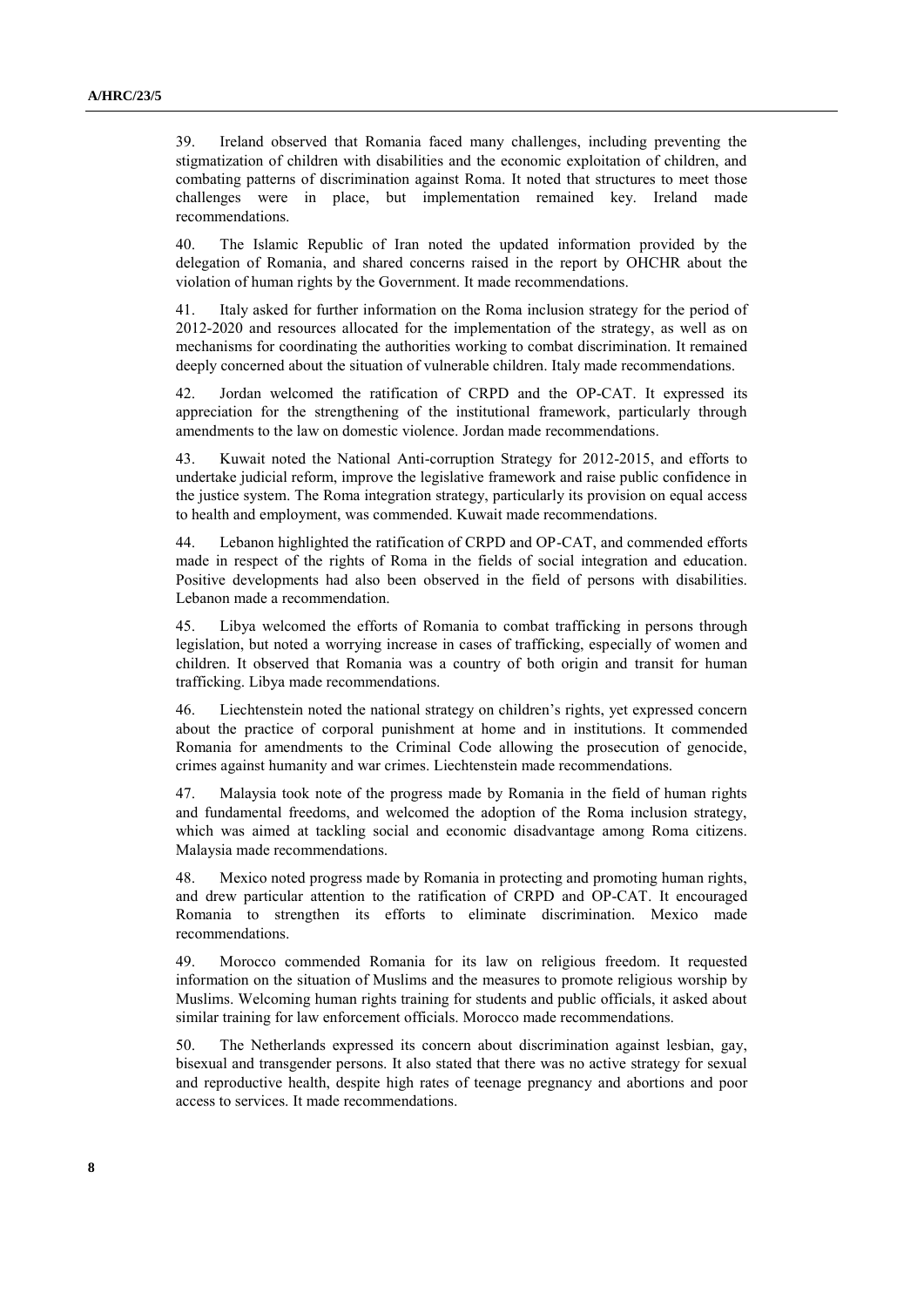39. Ireland observed that Romania faced many challenges, including preventing the stigmatization of children with disabilities and the economic exploitation of children, and combating patterns of discrimination against Roma. It noted that structures to meet those challenges were in place, but implementation remained key. Ireland made recommendations.

40. The Islamic Republic of Iran noted the updated information provided by the delegation of Romania, and shared concerns raised in the report by OHCHR about the violation of human rights by the Government. It made recommendations.

41. Italy asked for further information on the Roma inclusion strategy for the period of 2012-2020 and resources allocated for the implementation of the strategy, as well as on mechanisms for coordinating the authorities working to combat discrimination. It remained deeply concerned about the situation of vulnerable children. Italy made recommendations.

42. Jordan welcomed the ratification of CRPD and the OP-CAT. It expressed its appreciation for the strengthening of the institutional framework, particularly through amendments to the law on domestic violence. Jordan made recommendations.

43. Kuwait noted the National Anti-corruption Strategy for 2012-2015, and efforts to undertake judicial reform, improve the legislative framework and raise public confidence in the justice system. The Roma integration strategy, particularly its provision on equal access to health and employment, was commended. Kuwait made recommendations.

44. Lebanon highlighted the ratification of CRPD and OP-CAT, and commended efforts made in respect of the rights of Roma in the fields of social integration and education. Positive developments had also been observed in the field of persons with disabilities. Lebanon made a recommendation.

45. Libya welcomed the efforts of Romania to combat trafficking in persons through legislation, but noted a worrying increase in cases of trafficking, especially of women and children. It observed that Romania was a country of both origin and transit for human trafficking. Libya made recommendations.

46. Liechtenstein noted the national strategy on children's rights, yet expressed concern about the practice of corporal punishment at home and in institutions. It commended Romania for amendments to the Criminal Code allowing the prosecution of genocide, crimes against humanity and war crimes. Liechtenstein made recommendations.

47. Malaysia took note of the progress made by Romania in the field of human rights and fundamental freedoms, and welcomed the adoption of the Roma inclusion strategy, which was aimed at tackling social and economic disadvantage among Roma citizens. Malaysia made recommendations.

48. Mexico noted progress made by Romania in protecting and promoting human rights, and drew particular attention to the ratification of CRPD and OP-CAT. It encouraged Romania to strengthen its efforts to eliminate discrimination. Mexico made recommendations.

49. Morocco commended Romania for its law on religious freedom. It requested information on the situation of Muslims and the measures to promote religious worship by Muslims. Welcoming human rights training for students and public officials, it asked about similar training for law enforcement officials. Morocco made recommendations.

50. The Netherlands expressed its concern about discrimination against lesbian, gay, bisexual and transgender persons. It also stated that there was no active strategy for sexual and reproductive health, despite high rates of teenage pregnancy and abortions and poor access to services. It made recommendations.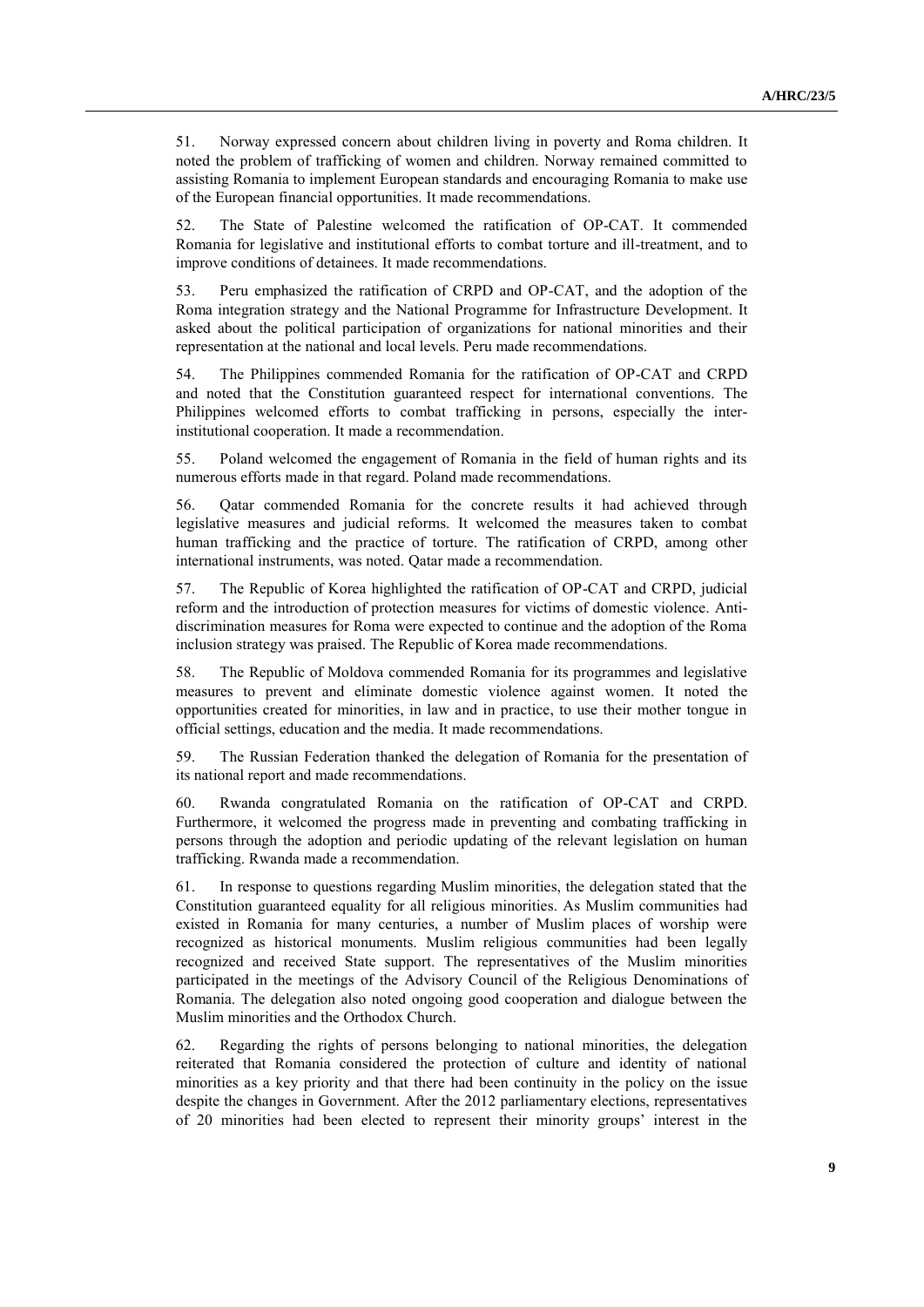51. Norway expressed concern about children living in poverty and Roma children. It noted the problem of trafficking of women and children. Norway remained committed to assisting Romania to implement European standards and encouraging Romania to make use of the European financial opportunities. It made recommendations.

52. The State of Palestine welcomed the ratification of OP-CAT. It commended Romania for legislative and institutional efforts to combat torture and ill-treatment, and to improve conditions of detainees. It made recommendations.

53. Peru emphasized the ratification of CRPD and OP-CAT, and the adoption of the Roma integration strategy and the National Programme for Infrastructure Development. It asked about the political participation of organizations for national minorities and their representation at the national and local levels. Peru made recommendations.

54. The Philippines commended Romania for the ratification of OP-CAT and CRPD and noted that the Constitution guaranteed respect for international conventions. The Philippines welcomed efforts to combat trafficking in persons, especially the inter-institutional cooperation. It made a recommendation.

55. Poland welcomed the engagement of Romania in the field of human rights and its numerous efforts made in that regard. Poland made recommendations.

56. Qatar commended Romania for the concrete results it had achieved through legislative measures and judicial reforms. It welcomed the measures taken to combat human trafficking and the practice of torture. The ratification of CRPD, among other international instruments, was noted. Qatar made a recommendation.

57. The Republic of Korea highlighted the ratification of OP-CAT and CRPD, judicial reform and the introduction of protection measures for victims of domestic violence. Anti-discrimination measures for Roma were expected to continue and the adoption of the Roma inclusion strategy was praised. The Republic of Korea made recommendations.

58. The Republic of Moldova commended Romania for its programmes and legislative measures to prevent and eliminate domestic violence against women. It noted the opportunities created for minorities, in law and in practice, to use their mother tongue in official settings, education and the media. It made recommendations.

59. The Russian Federation thanked the delegation of Romania for the presentation of its national report and made recommendations.

60. Rwanda congratulated Romania on the ratification of OP-CAT and CRPD. Furthermore, it welcomed the progress made in preventing and combating trafficking in persons through the adoption and periodic updating of the relevant legislation on human trafficking. Rwanda made a recommendation.

61. In response to questions regarding Muslim minorities, the delegation stated that the Constitution guaranteed equality for all religious minorities. As Muslim communities had existed in Romania for many centuries, a number of Muslim places of worship were recognized as historical monuments. Muslim religious communities had been legally recognized and received State support. The representatives of the Muslim minorities participated in the meetings of the Advisory Council of the Religious Denominations of Romania. The delegation also noted ongoing good cooperation and dialogue between the Muslim minorities and the Orthodox Church.

62. Regarding the rights of persons belonging to national minorities, the delegation reiterated that Romania considered the protection of culture and identity of national minorities as a key priority and that there had been continuity in the policy on the issue despite the changes in Government. After the 2012 parliamentary elections, representatives of 20 minorities had been elected to represent their minority groups' interest in the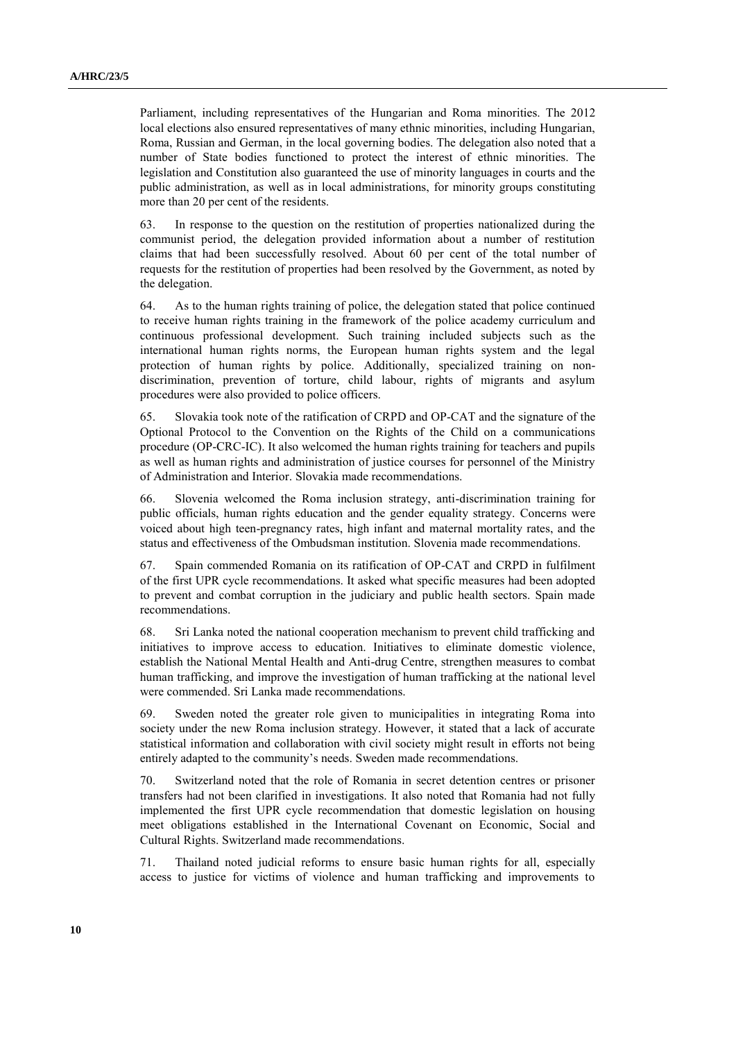Parliament, including representatives of the Hungarian and Roma minorities. The 2012 local elections also ensured representatives of many ethnic minorities, including Hungarian, Roma, Russian and German, in the local governing bodies. The delegation also noted that a number of State bodies functioned to protect the interest of ethnic minorities. The legislation and Constitution also guaranteed the use of minority languages in courts and the public administration, as well as in local administrations, for minority groups constituting more than 20 per cent of the residents.

63. In response to the question on the restitution of properties nationalized during the communist period, the delegation provided information about a number of restitution claims that had been successfully resolved. About 60 per cent of the total number of requests for the restitution of properties had been resolved by the Government, as noted by the delegation.

64. As to the human rights training of police, the delegation stated that police continued to receive human rights training in the framework of the police academy curriculum and continuous professional development. Such training included subjects such as the international human rights norms, the European human rights system and the legal protection of human rights by police. Additionally, specialized training on non-discrimination, prevention of torture, child labour, rights of migrants and asylum procedures were also provided to police officers.

65. Slovakia took note of the ratification of CRPD and OP-CAT and the signature of the Optional Protocol to the Convention on the Rights of the Child on a communications procedure (OP-CRC-IC). It also welcomed the human rights training for teachers and pupils as well as human rights and administration of justice courses for personnel of the Ministry of Administration and Interior. Slovakia made recommendations.

66. Slovenia welcomed the Roma inclusion strategy, anti-discrimination training for public officials, human rights education and the gender equality strategy. Concerns were voiced about high teen-pregnancy rates, high infant and maternal mortality rates, and the status and effectiveness of the Ombudsman institution. Slovenia made recommendations.

67. Spain commended Romania on its ratification of OP-CAT and CRPD in fulfilment of the first UPR cycle recommendations. It asked what specific measures had been adopted to prevent and combat corruption in the judiciary and public health sectors. Spain made recommendations.

68. Sri Lanka noted the national cooperation mechanism to prevent child trafficking and initiatives to improve access to education. Initiatives to eliminate domestic violence, establish the National Mental Health and Anti-drug Centre, strengthen measures to combat human trafficking, and improve the investigation of human trafficking at the national level were commended. Sri Lanka made recommendations.

69. Sweden noted the greater role given to municipalities in integrating Roma into society under the new Roma inclusion strategy. However, it stated that a lack of accurate statistical information and collaboration with civil society might result in efforts not being entirely adapted to the community's needs. Sweden made recommendations.

70. Switzerland noted that the role of Romania in secret detention centres or prisoner transfers had not been clarified in investigations. It also noted that Romania had not fully implemented the first UPR cycle recommendation that domestic legislation on housing meet obligations established in the International Covenant on Economic, Social and Cultural Rights. Switzerland made recommendations.

71. Thailand noted judicial reforms to ensure basic human rights for all, especially access to justice for victims of violence and human trafficking and improvements to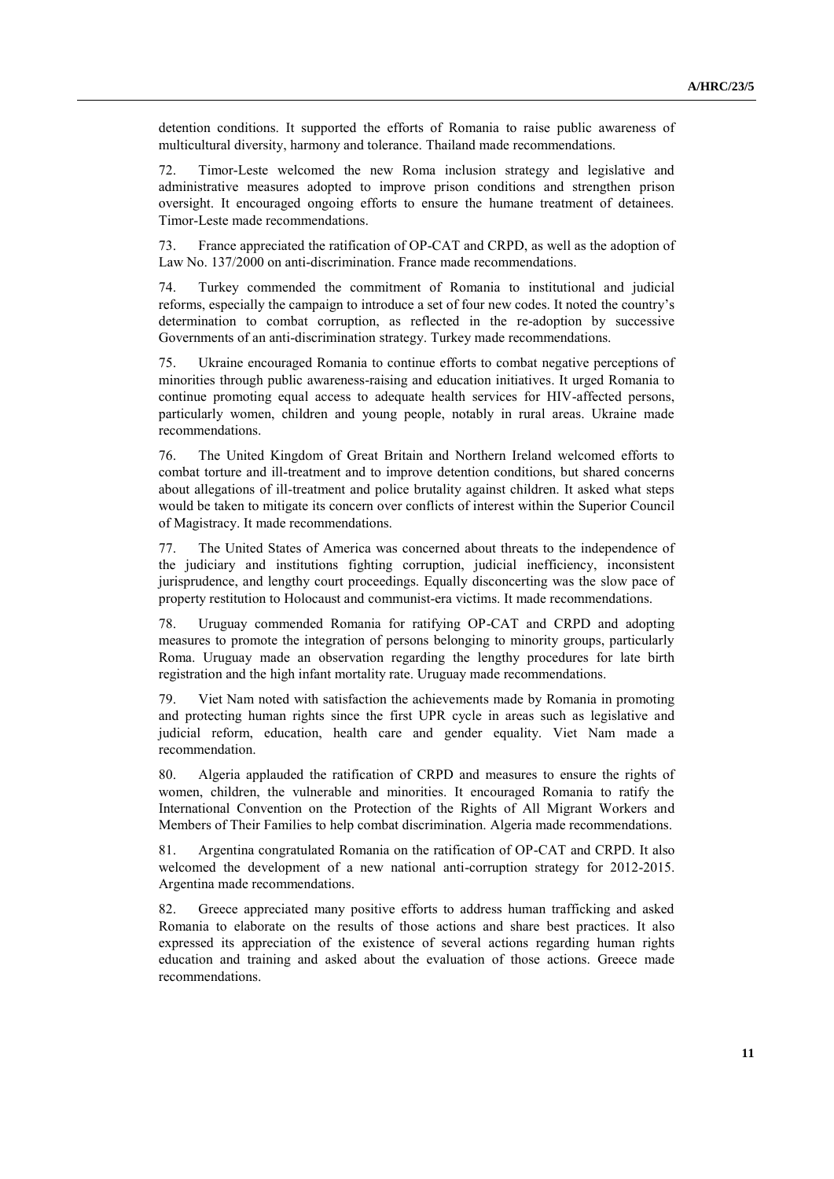detention conditions. It supported the efforts of Romania to raise public awareness of multicultural diversity, harmony and tolerance. Thailand made recommendations.

72. Timor-Leste welcomed the new Roma inclusion strategy and legislative and administrative measures adopted to improve prison conditions and strengthen prison oversight. It encouraged ongoing efforts to ensure the humane treatment of detainees. Timor-Leste made recommendations.

73. France appreciated the ratification of OP-CAT and CRPD, as well as the adoption of Law No. 137/2000 on anti-discrimination. France made recommendations.

74. Turkey commended the commitment of Romania to institutional and judicial reforms, especially the campaign to introduce a set of four new codes. It noted the country's determination to combat corruption, as reflected in the re-adoption by successive Governments of an anti-discrimination strategy. Turkey made recommendations.

75. Ukraine encouraged Romania to continue efforts to combat negative perceptions of minorities through public awareness-raising and education initiatives. It urged Romania to continue promoting equal access to adequate health services for HIV-affected persons, particularly women, children and young people, notably in rural areas. Ukraine made recommendations.

76. The United Kingdom of Great Britain and Northern Ireland welcomed efforts to combat torture and ill-treatment and to improve detention conditions, but shared concerns about allegations of ill-treatment and police brutality against children. It asked what steps would be taken to mitigate its concern over conflicts of interest within the Superior Council of Magistracy. It made recommendations.

77. The United States of America was concerned about threats to the independence of the judiciary and institutions fighting corruption, judicial inefficiency, inconsistent jurisprudence, and lengthy court proceedings. Equally disconcerting was the slow pace of property restitution to Holocaust and communist-era victims. It made recommendations.

78. Uruguay commended Romania for ratifying OP-CAT and CRPD and adopting measures to promote the integration of persons belonging to minority groups, particularly Roma. Uruguay made an observation regarding the lengthy procedures for late birth registration and the high infant mortality rate. Uruguay made recommendations.

79. Viet Nam noted with satisfaction the achievements made by Romania in promoting and protecting human rights since the first UPR cycle in areas such as legislative and judicial reform, education, health care and gender equality. Viet Nam made a recommendation.

80. Algeria applauded the ratification of CRPD and measures to ensure the rights of women, children, the vulnerable and minorities. It encouraged Romania to ratify the International Convention on the Protection of the Rights of All Migrant Workers and Members of Their Families to help combat discrimination. Algeria made recommendations.

81. Argentina congratulated Romania on the ratification of OP-CAT and CRPD. It also welcomed the development of a new national anti-corruption strategy for 2012-2015. Argentina made recommendations.

82. Greece appreciated many positive efforts to address human trafficking and asked Romania to elaborate on the results of those actions and share best practices. It also expressed its appreciation of the existence of several actions regarding human rights education and training and asked about the evaluation of those actions. Greece made recommendations.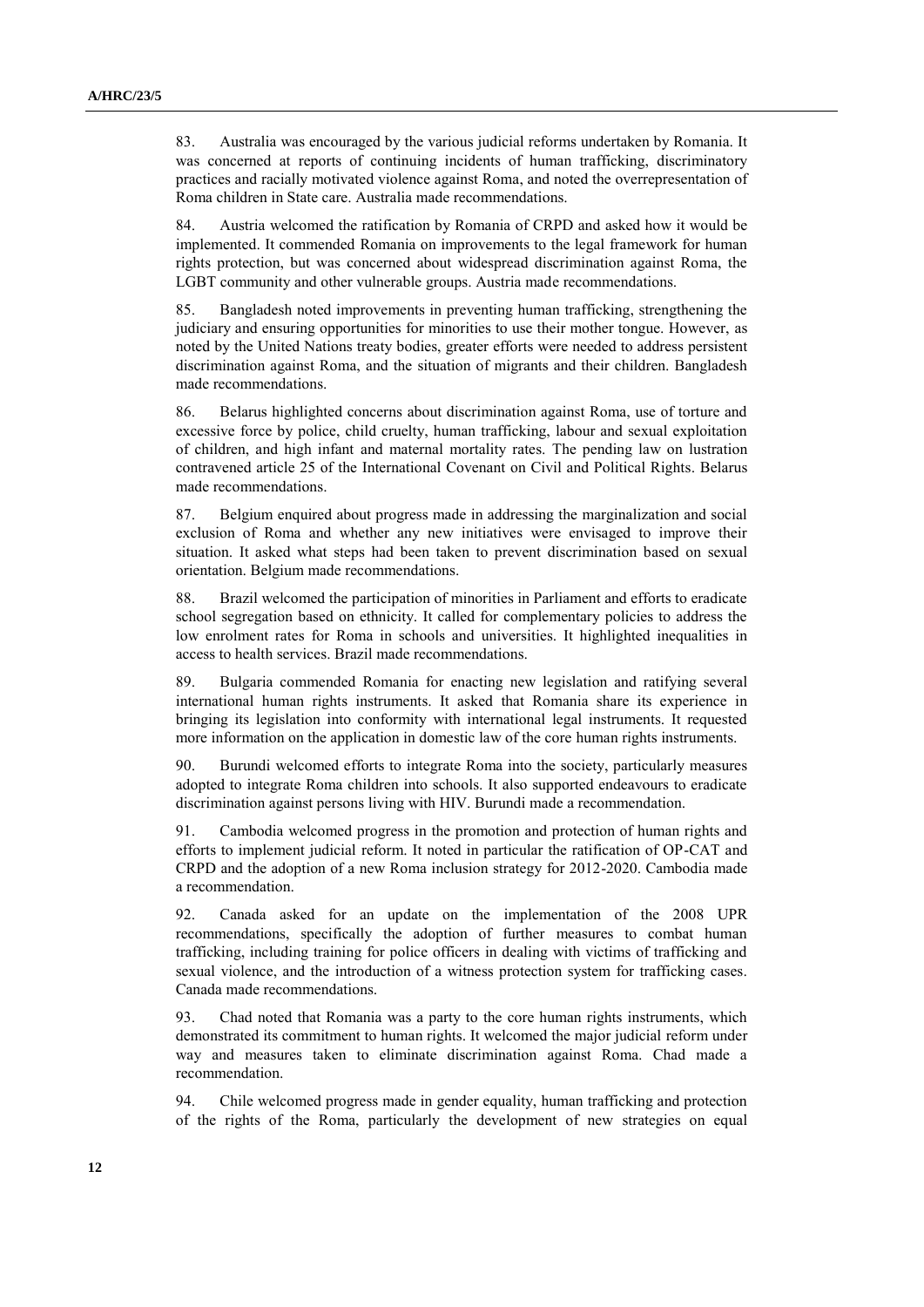83. Australia was encouraged by the various judicial reforms undertaken by Romania. It was concerned at reports of continuing incidents of human trafficking, discriminatory practices and racially motivated violence against Roma, and noted the overrepresentation of Roma children in State care. Australia made recommendations.

84. Austria welcomed the ratification by Romania of CRPD and asked how it would be implemented. It commended Romania on improvements to the legal framework for human rights protection, but was concerned about widespread discrimination against Roma, the LGBT community and other vulnerable groups. Austria made recommendations.

85. Bangladesh noted improvements in preventing human trafficking, strengthening the judiciary and ensuring opportunities for minorities to use their mother tongue. However, as noted by the United Nations treaty bodies, greater efforts were needed to address persistent discrimination against Roma, and the situation of migrants and their children. Bangladesh made recommendations.

86. Belarus highlighted concerns about discrimination against Roma, use of torture and excessive force by police, child cruelty, human trafficking, labour and sexual exploitation of children, and high infant and maternal mortality rates. The pending law on lustration contravened article 25 of the International Covenant on Civil and Political Rights. Belarus made recommendations.

87. Belgium enquired about progress made in addressing the marginalization and social exclusion of Roma and whether any new initiatives were envisaged to improve their situation. It asked what steps had been taken to prevent discrimination based on sexual orientation. Belgium made recommendations.

88. Brazil welcomed the participation of minorities in Parliament and efforts to eradicate school segregation based on ethnicity. It called for complementary policies to address the low enrolment rates for Roma in schools and universities. It highlighted inequalities in access to health services. Brazil made recommendations.

89. Bulgaria commended Romania for enacting new legislation and ratifying several international human rights instruments. It asked that Romania share its experience in bringing its legislation into conformity with international legal instruments. It requested more information on the application in domestic law of the core human rights instruments.

90. Burundi welcomed efforts to integrate Roma into the society, particularly measures adopted to integrate Roma children into schools. It also supported endeavours to eradicate discrimination against persons living with HIV. Burundi made a recommendation.

91. Cambodia welcomed progress in the promotion and protection of human rights and efforts to implement judicial reform. It noted in particular the ratification of OP-CAT and CRPD and the adoption of a new Roma inclusion strategy for 2012-2020. Cambodia made a recommendation.

92. Canada asked for an update on the implementation of the 2008 UPR recommendations, specifically the adoption of further measures to combat human trafficking, including training for police officers in dealing with victims of trafficking and sexual violence, and the introduction of a witness protection system for trafficking cases. Canada made recommendations.

93. Chad noted that Romania was a party to the core human rights instruments, which demonstrated its commitment to human rights. It welcomed the major judicial reform under way and measures taken to eliminate discrimination against Roma. Chad made a recommendation.

94. Chile welcomed progress made in gender equality, human trafficking and protection of the rights of the Roma, particularly the development of new strategies on equal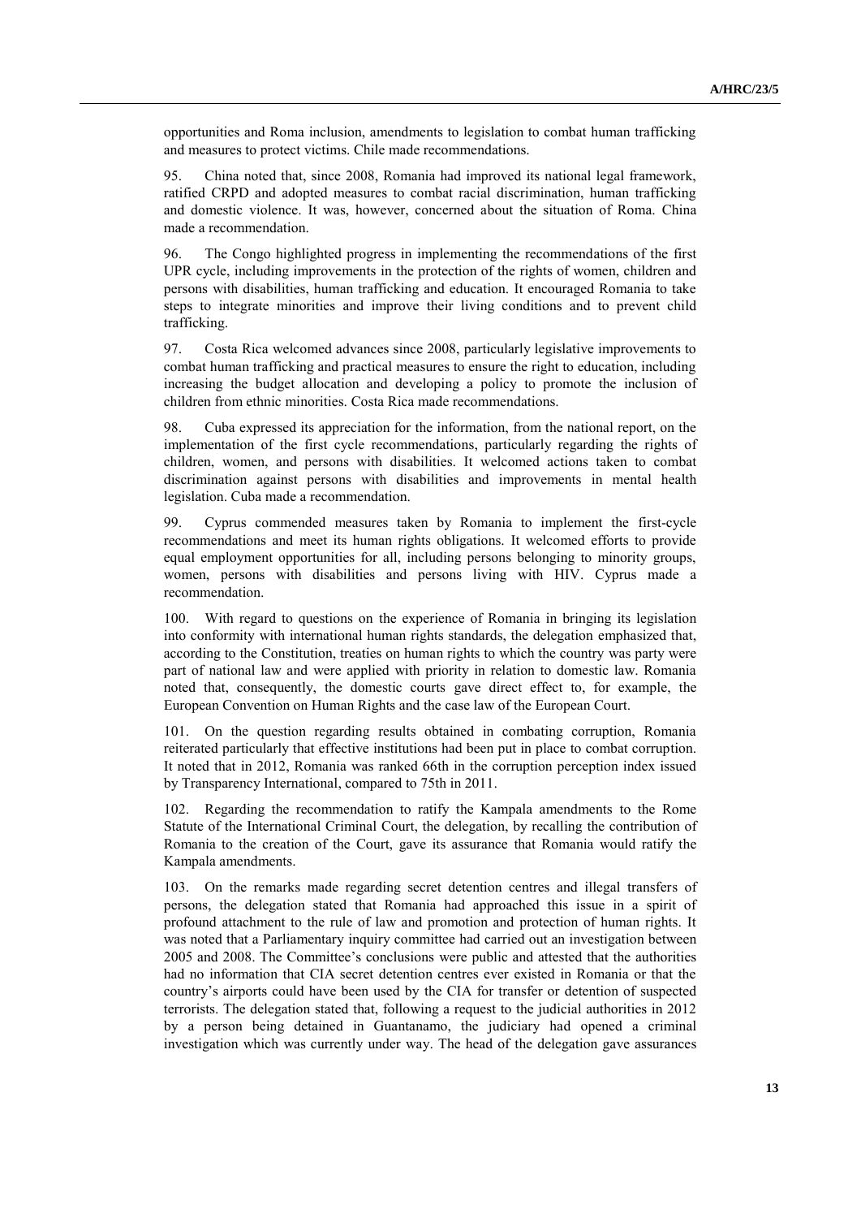opportunities and Roma inclusion, amendments to legislation to combat human trafficking and measures to protect victims. Chile made recommendations.

95. China noted that, since 2008, Romania had improved its national legal framework, ratified CRPD and adopted measures to combat racial discrimination, human trafficking and domestic violence. It was, however, concerned about the situation of Roma. China made a recommendation.

96. The Congo highlighted progress in implementing the recommendations of the first UPR cycle, including improvements in the protection of the rights of women, children and persons with disabilities, human trafficking and education. It encouraged Romania to take steps to integrate minorities and improve their living conditions and to prevent child trafficking.

97. Costa Rica welcomed advances since 2008, particularly legislative improvements to combat human trafficking and practical measures to ensure the right to education, including increasing the budget allocation and developing a policy to promote the inclusion of children from ethnic minorities. Costa Rica made recommendations.

98. Cuba expressed its appreciation for the information, from the national report, on the implementation of the first cycle recommendations, particularly regarding the rights of children, women, and persons with disabilities. It welcomed actions taken to combat discrimination against persons with disabilities and improvements in mental health legislation. Cuba made a recommendation.

99. Cyprus commended measures taken by Romania to implement the first-cycle recommendations and meet its human rights obligations. It welcomed efforts to provide equal employment opportunities for all, including persons belonging to minority groups, women, persons with disabilities and persons living with HIV. Cyprus made a recommendation.

100. With regard to questions on the experience of Romania in bringing its legislation into conformity with international human rights standards, the delegation emphasized that, according to the Constitution, treaties on human rights to which the country was party were part of national law and were applied with priority in relation to domestic law. Romania noted that, consequently, the domestic courts gave direct effect to, for example, the European Convention on Human Rights and the case law of the European Court.

101. On the question regarding results obtained in combating corruption, Romania reiterated particularly that effective institutions had been put in place to combat corruption. It noted that in 2012, Romania was ranked 66th in the corruption perception index issued by Transparency International, compared to 75th in 2011.

102. Regarding the recommendation to ratify the Kampala amendments to the Rome Statute of the International Criminal Court, the delegation, by recalling the contribution of Romania to the creation of the Court, gave its assurance that Romania would ratify the Kampala amendments.

103. On the remarks made regarding secret detention centres and illegal transfers of persons, the delegation stated that Romania had approached this issue in a spirit of profound attachment to the rule of law and promotion and protection of human rights. It was noted that a Parliamentary inquiry committee had carried out an investigation between 2005 and 2008. The Committee's conclusions were public and attested that the authorities had no information that CIA secret detention centres ever existed in Romania or that the country's airports could have been used by the CIA for transfer or detention of suspected terrorists. The delegation stated that, following a request to the judicial authorities in 2012 by a person being detained in Guantanamo, the judiciary had opened a criminal investigation which was currently under way. The head of the delegation gave assurances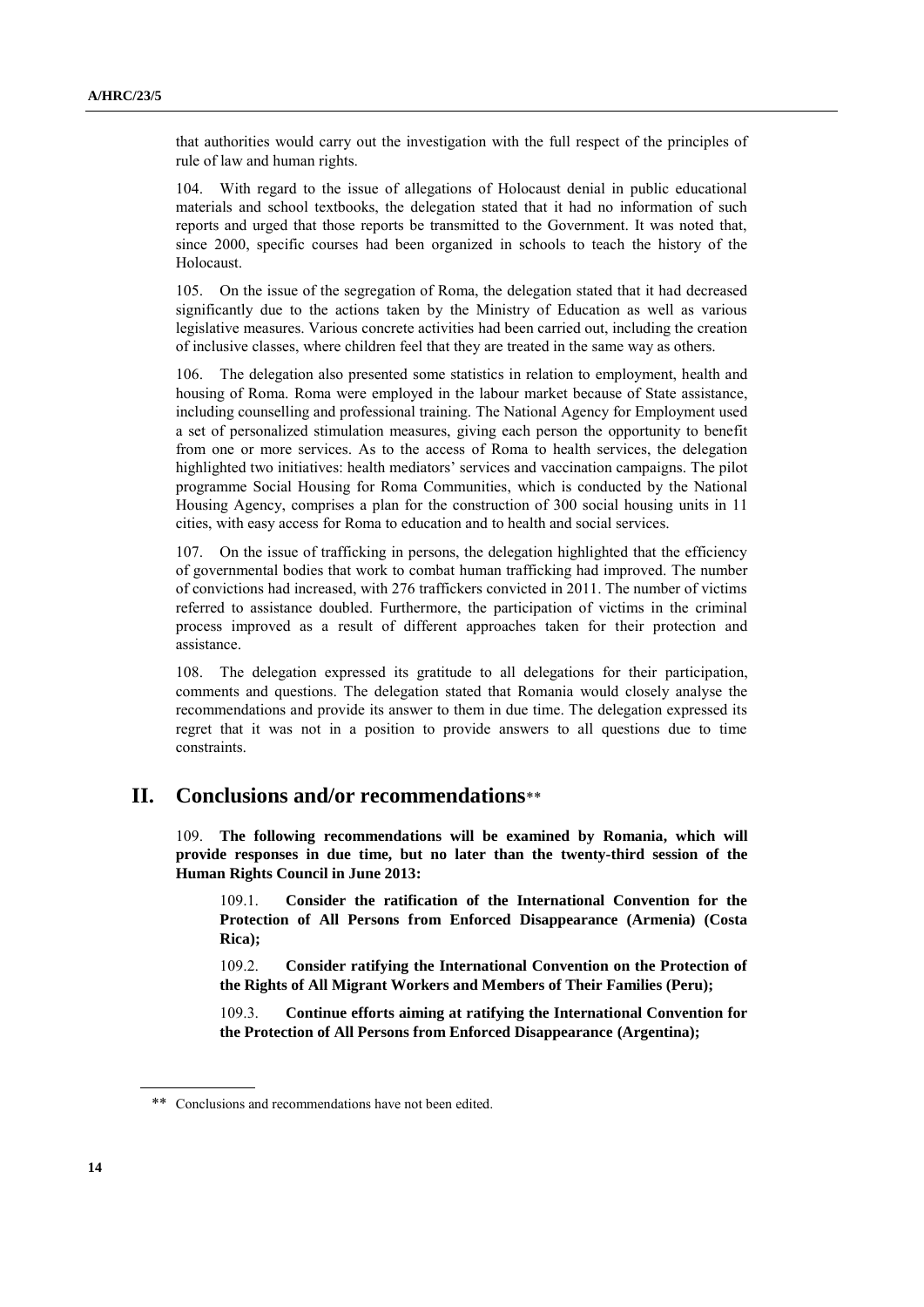that authorities would carry out the investigation with the full respect of the principles of rule of law and human rights.

104. With regard to the issue of allegations of Holocaust denial in public educational materials and school textbooks, the delegation stated that it had no information of such reports and urged that those reports be transmitted to the Government. It was noted that, since 2000, specific courses had been organized in schools to teach the history of the Holocaust.

105. On the issue of the segregation of Roma, the delegation stated that it had decreased significantly due to the actions taken by the Ministry of Education as well as various legislative measures. Various concrete activities had been carried out, including the creation of inclusive classes, where children feel that they are treated in the same way as others.

106. The delegation also presented some statistics in relation to employment, health and housing of Roma. Roma were employed in the labour market because of State assistance, including counselling and professional training. The National Agency for Employment used a set of personalized stimulation measures, giving each person the opportunity to benefit from one or more services. As to the access of Roma to health services, the delegation highlighted two initiatives: health mediators' services and vaccination campaigns. The pilot programme Social Housing for Roma Communities, which is conducted by the National Housing Agency, comprises a plan for the construction of 300 social housing units in 11 cities, with easy access for Roma to education and to health and social services.

107. On the issue of trafficking in persons, the delegation highlighted that the efficiency of governmental bodies that work to combat human trafficking had improved. The number of convictions had increased, with 276 traffickers convicted in 2011. The number of victims referred to assistance doubled. Furthermore, the participation of victims in the criminal process improved as a result of different approaches taken for their protection and assistance.

108. The delegation expressed its gratitude to all delegations for their participation, comments and questions. The delegation stated that Romania would closely analyse the recommendations and provide its answer to them in due time. The delegation expressed its regret that it was not in a position to provide answers to all questions due to time constraints.

## II. Conclusions and/or recommendations**

109. **The following recommendations will be examined by Romania, which will provide responses in due time, but no later than the twenty-third session of the Human Rights Council in June 2013:**

109.1. **Consider the ratification of the International Convention for the Protection of All Persons from Enforced Disappearance (Armenia) (Costa Rica);**

109.2. **Consider ratifying the International Convention on the Protection of the Rights of All Migrant Workers and Members of Their Families (Peru);**

109.3. **Continue efforts aiming at ratifying the International Convention for the Protection of All Persons from Enforced Disappearance (Argentina);**

---

** Conclusions and recommendations have not been edited.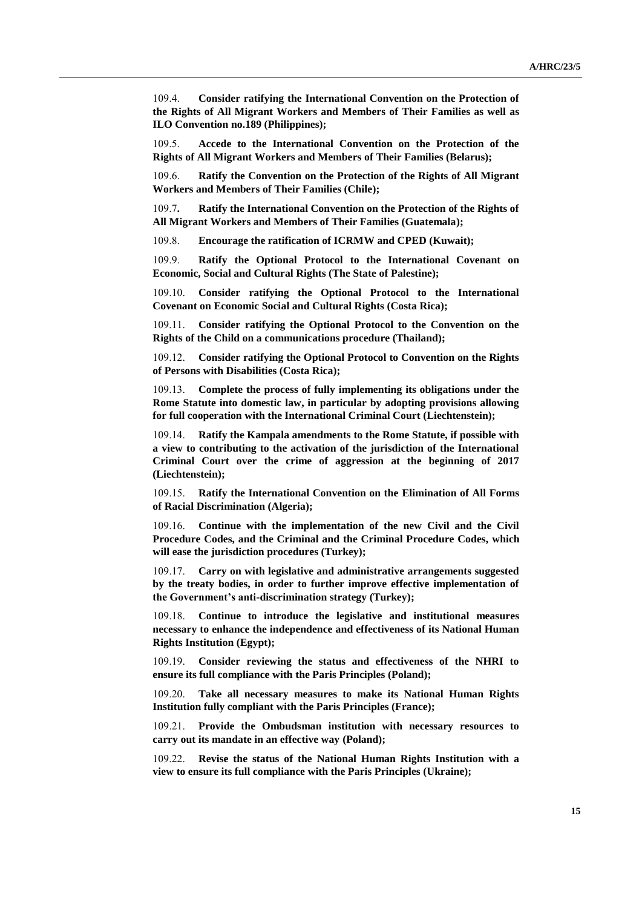109.4. **Consider ratifying the International Convention on the Protection of the Rights of All Migrant Workers and Members of Their Families as well as ILO Convention no.189 (Philippines);**

109.5. **Accede to the International Convention on the Protection of the Rights of All Migrant Workers and Members of Their Families (Belarus);**

109.6. **Ratify the Convention on the Protection of the Rights of All Migrant Workers and Members of Their Families (Chile);**

109.7**. Ratify the International Convention on the Protection of the Rights of All Migrant Workers and Members of Their Families (Guatemala);**

109.8. **Encourage the ratification of ICRMW and CPED (Kuwait);**

109.9. **Ratify the Optional Protocol to the International Covenant on Economic, Social and Cultural Rights (The State of Palestine);**

109.10. **Consider ratifying the Optional Protocol to the International Covenant on Economic Social and Cultural Rights (Costa Rica);**

109.11. **Consider ratifying the Optional Protocol to the Convention on the Rights of the Child on a communications procedure (Thailand);**

109.12. **Consider ratifying the Optional Protocol to Convention on the Rights of Persons with Disabilities (Costa Rica);**

109.13. **Complete the process of fully implementing its obligations under the Rome Statute into domestic law, in particular by adopting provisions allowing for full cooperation with the International Criminal Court (Liechtenstein);**

109.14. **Ratify the Kampala amendments to the Rome Statute, if possible with a view to contributing to the activation of the jurisdiction of the International Criminal Court over the crime of aggression at the beginning of 2017 (Liechtenstein);**

109.15. **Ratify the International Convention on the Elimination of All Forms of Racial Discrimination (Algeria);**

109.16. **Continue with the implementation of the new Civil and the Civil Procedure Codes, and the Criminal and the Criminal Procedure Codes, which will ease the jurisdiction procedures (Turkey);**

109.17. **Carry on with legislative and administrative arrangements suggested by the treaty bodies, in order to further improve effective implementation of the Government's anti-discrimination strategy (Turkey);**

109.18. **Continue to introduce the legislative and institutional measures necessary to enhance the independence and effectiveness of its National Human Rights Institution (Egypt);**

109.19. **Consider reviewing the status and effectiveness of the NHRI to ensure its full compliance with the Paris Principles (Poland);**

109.20. **Take all necessary measures to make its National Human Rights Institution fully compliant with the Paris Principles (France);**

109.21. **Provide the Ombudsman institution with necessary resources to carry out its mandate in an effective way (Poland);**

109.22. **Revise the status of the National Human Rights Institution with a view to ensure its full compliance with the Paris Principles (Ukraine);**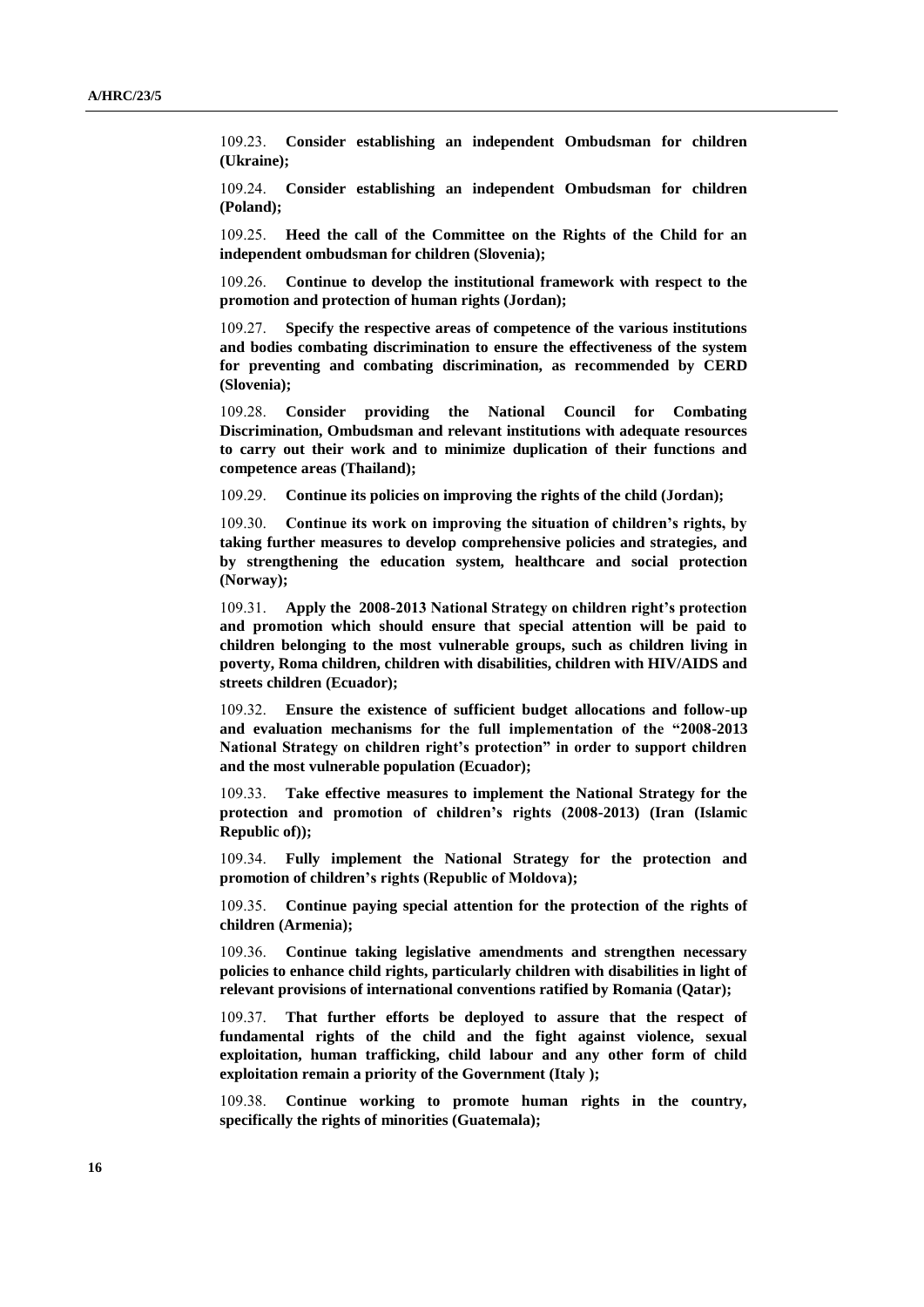109.23. **Consider establishing an independent Ombudsman for children (Ukraine);**

109.24. **Consider establishing an independent Ombudsman for children (Poland);**

109.25. **Heed the call of the Committee on the Rights of the Child for an independent ombudsman for children (Slovenia);**

109.26. **Continue to develop the institutional framework with respect to the promotion and protection of human rights (Jordan);**

109.27. **Specify the respective areas of competence of the various institutions and bodies combating discrimination to ensure the effectiveness of the system for preventing and combating discrimination, as recommended by CERD (Slovenia);**

109.28. **Consider providing the National Council for Combating Discrimination, Ombudsman and relevant institutions with adequate resources to carry out their work and to minimize duplication of their functions and competence areas (Thailand);**

109.29. **Continue its policies on improving the rights of the child (Jordan);**

109.30. **Continue its work on improving the situation of children's rights, by taking further measures to develop comprehensive policies and strategies, and by strengthening the education system, healthcare and social protection (Norway);**

109.31. **Apply the 2008-2013 National Strategy on children right's protection and promotion which should ensure that special attention will be paid to children belonging to the most vulnerable groups, such as children living in poverty, Roma children, children with disabilities, children with HIV/AIDS and streets children (Ecuador);**

109.32. **Ensure the existence of sufficient budget allocations and follow-up and evaluation mechanisms for the full implementation of the "2008-2013 National Strategy on children right's protection" in order to support children and the most vulnerable population (Ecuador);**

109.33. **Take effective measures to implement the National Strategy for the protection and promotion of children's rights (2008-2013) (Iran (Islamic Republic of));**

109.34. **Fully implement the National Strategy for the protection and promotion of children's rights (Republic of Moldova);**

109.35. **Continue paying special attention for the protection of the rights of children (Armenia);**

109.36. **Continue taking legislative amendments and strengthen necessary policies to enhance child rights, particularly children with disabilities in light of relevant provisions of international conventions ratified by Romania (Qatar);**

109.37. **That further efforts be deployed to assure that the respect of fundamental rights of the child and the fight against violence, sexual exploitation, human trafficking, child labour and any other form of child exploitation remain a priority of the Government (Italy );**

109.38. **Continue working to promote human rights in the country, specifically the rights of minorities (Guatemala);**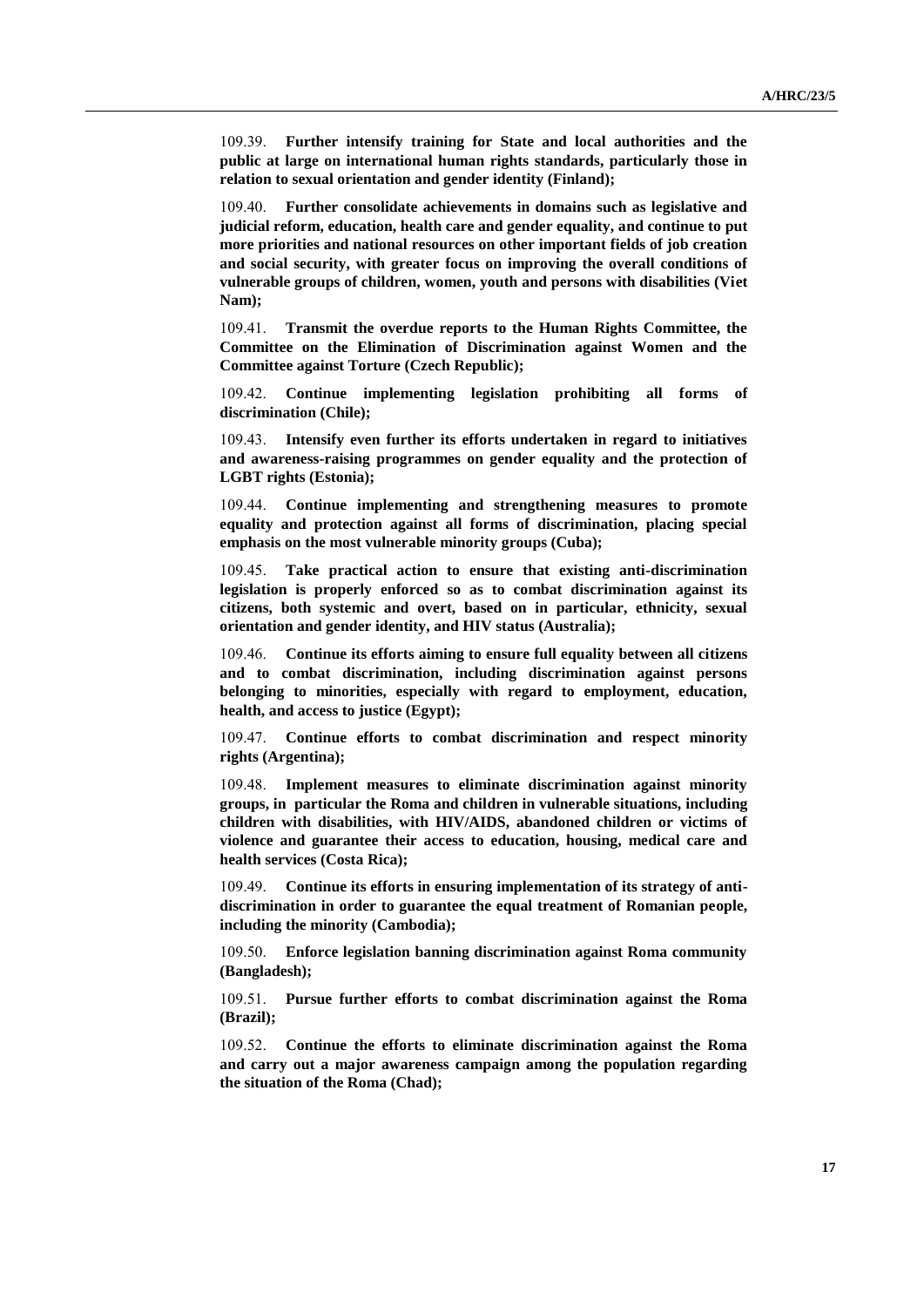109.39. **Further intensify training for State and local authorities and the public at large on international human rights standards, particularly those in relation to sexual orientation and gender identity (Finland);**

109.40. **Further consolidate achievements in domains such as legislative and judicial reform, education, health care and gender equality, and continue to put more priorities and national resources on other important fields of job creation and social security, with greater focus on improving the overall conditions of vulnerable groups of children, women, youth and persons with disabilities (Viet Nam);**

109.41. **Transmit the overdue reports to the Human Rights Committee, the Committee on the Elimination of Discrimination against Women and the Committee against Torture (Czech Republic);**

109.42. **Continue implementing legislation prohibiting all forms of discrimination (Chile);**

109.43. **Intensify even further its efforts undertaken in regard to initiatives and awareness-raising programmes on gender equality and the protection of LGBT rights (Estonia);**

109.44. **Continue implementing and strengthening measures to promote equality and protection against all forms of discrimination, placing special emphasis on the most vulnerable minority groups (Cuba);**

109.45. **Take practical action to ensure that existing anti-discrimination legislation is properly enforced so as to combat discrimination against its citizens, both systemic and overt, based on in particular, ethnicity, sexual orientation and gender identity, and HIV status (Australia);**

109.46. **Continue its efforts aiming to ensure full equality between all citizens and to combat discrimination, including discrimination against persons belonging to minorities, especially with regard to employment, education, health, and access to justice (Egypt);**

109.47. **Continue efforts to combat discrimination and respect minority rights (Argentina);**

109.48. **Implement measures to eliminate discrimination against minority groups, in particular the Roma and children in vulnerable situations, including children with disabilities, with HIV/AIDS, abandoned children or victims of violence and guarantee their access to education, housing, medical care and health services (Costa Rica);**

109.49. **Continue its efforts in ensuring implementation of its strategy of anti-discrimination in order to guarantee the equal treatment of Romanian people, including the minority (Cambodia);**

109.50. **Enforce legislation banning discrimination against Roma community (Bangladesh);**

109.51. **Pursue further efforts to combat discrimination against the Roma (Brazil);**

109.52. **Continue the efforts to eliminate discrimination against the Roma and carry out a major awareness campaign among the population regarding the situation of the Roma (Chad);**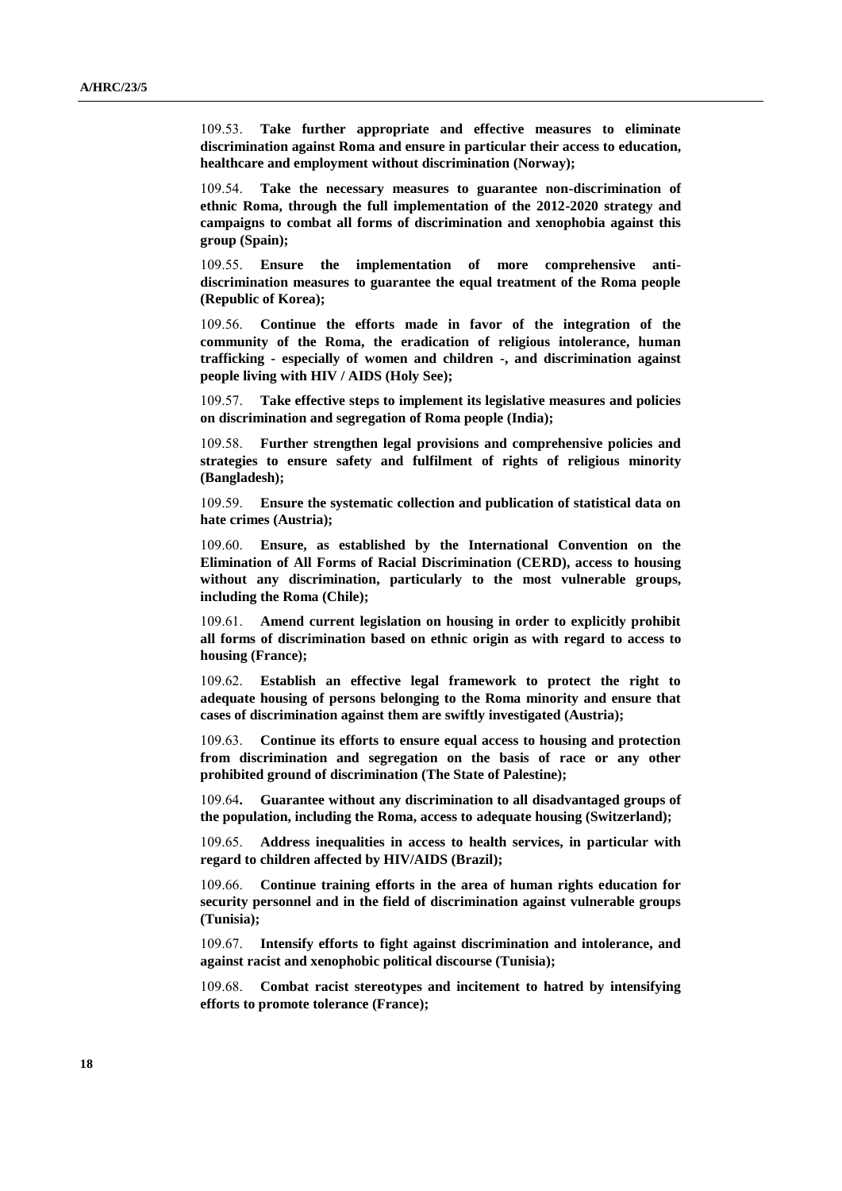109.53. **Take further appropriate and effective measures to eliminate discrimination against Roma and ensure in particular their access to education, healthcare and employment without discrimination (Norway);**

109.54. **Take the necessary measures to guarantee non-discrimination of ethnic Roma, through the full implementation of the 2012-2020 strategy and campaigns to combat all forms of discrimination and xenophobia against this group (Spain);**

109.55. **Ensure the implementation of more comprehensive anti-discrimination measures to guarantee the equal treatment of the Roma people (Republic of Korea);**

109.56. **Continue the efforts made in favor of the integration of the community of the Roma, the eradication of religious intolerance, human trafficking - especially of women and children -, and discrimination against people living with HIV / AIDS (Holy See);**

109.57. **Take effective steps to implement its legislative measures and policies on discrimination and segregation of Roma people (India);**

109.58. **Further strengthen legal provisions and comprehensive policies and strategies to ensure safety and fulfilment of rights of religious minority (Bangladesh);**

109.59. **Ensure the systematic collection and publication of statistical data on hate crimes (Austria);**

109.60. **Ensure, as established by the International Convention on the Elimination of All Forms of Racial Discrimination (CERD), access to housing without any discrimination, particularly to the most vulnerable groups, including the Roma (Chile);**

109.61. **Amend current legislation on housing in order to explicitly prohibit all forms of discrimination based on ethnic origin as with regard to access to housing (France);**

109.62. **Establish an effective legal framework to protect the right to adequate housing of persons belonging to the Roma minority and ensure that cases of discrimination against them are swiftly investigated (Austria);**

109.63. **Continue its efforts to ensure equal access to housing and protection from discrimination and segregation on the basis of race or any other prohibited ground of discrimination (The State of Palestine);**

109.64**. Guarantee without any discrimination to all disadvantaged groups of the population, including the Roma, access to adequate housing (Switzerland);**

109.65. **Address inequalities in access to health services, in particular with regard to children affected by HIV/AIDS (Brazil);**

109.66. **Continue training efforts in the area of human rights education for security personnel and in the field of discrimination against vulnerable groups (Tunisia);**

109.67. **Intensify efforts to fight against discrimination and intolerance, and against racist and xenophobic political discourse (Tunisia);**

109.68. **Combat racist stereotypes and incitement to hatred by intensifying efforts to promote tolerance (France);**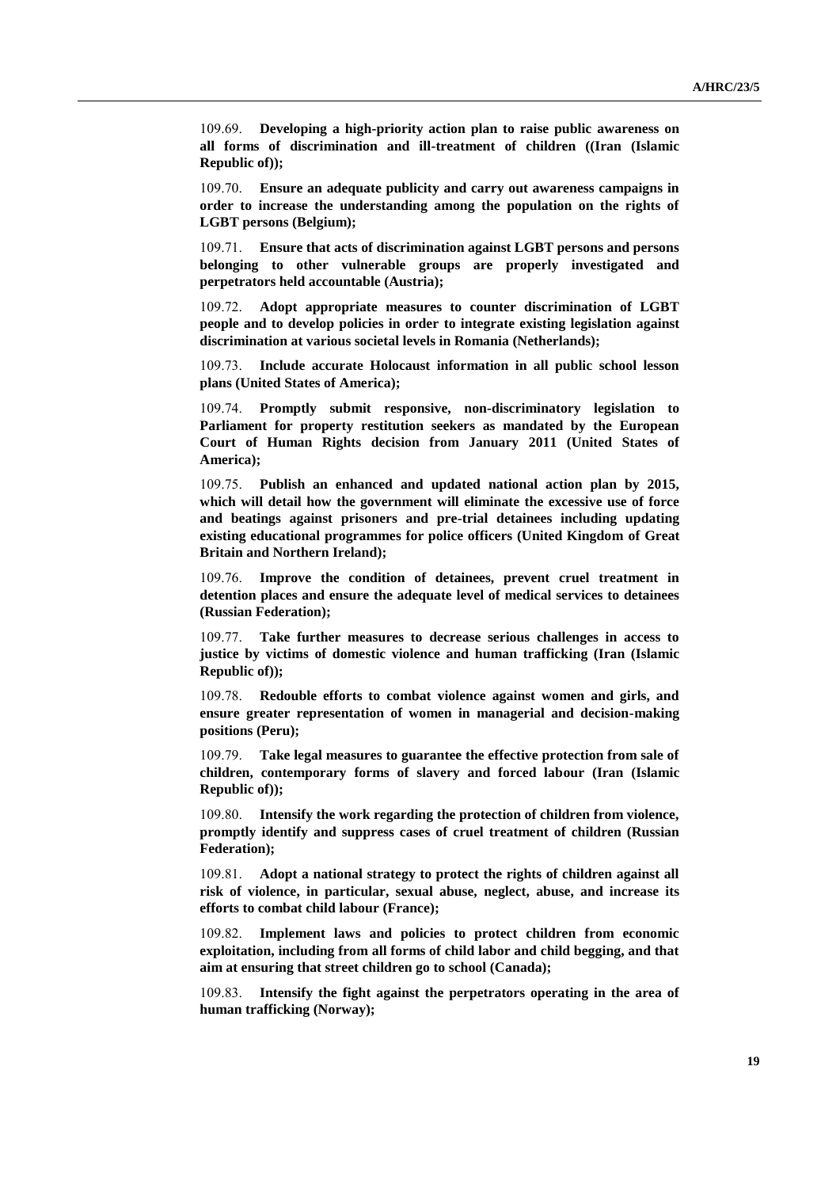109.69. **Developing a high-priority action plan to raise public awareness on all forms of discrimination and ill-treatment of children ((Iran (Islamic Republic of));**

109.70. **Ensure an adequate publicity and carry out awareness campaigns in order to increase the understanding among the population on the rights of LGBT persons (Belgium);**

109.71. **Ensure that acts of discrimination against LGBT persons and persons belonging to other vulnerable groups are properly investigated and perpetrators held accountable (Austria);**

109.72. **Adopt appropriate measures to counter discrimination of LGBT people and to develop policies in order to integrate existing legislation against discrimination at various societal levels in Romania (Netherlands);**

109.73. **Include accurate Holocaust information in all public school lesson plans (United States of America);**

109.74. **Promptly submit responsive, non-discriminatory legislation to Parliament for property restitution seekers as mandated by the European Court of Human Rights decision from January 2011 (United States of America);**

109.75. **Publish an enhanced and updated national action plan by 2015, which will detail how the government will eliminate the excessive use of force and beatings against prisoners and pre-trial detainees including updating existing educational programmes for police officers (United Kingdom of Great Britain and Northern Ireland);**

109.76. **Improve the condition of detainees, prevent cruel treatment in detention places and ensure the adequate level of medical services to detainees (Russian Federation);**

109.77. **Take further measures to decrease serious challenges in access to justice by victims of domestic violence and human trafficking (Iran (Islamic Republic of));**

109.78. **Redouble efforts to combat violence against women and girls, and ensure greater representation of women in managerial and decision-making positions (Peru);**

109.79. **Take legal measures to guarantee the effective protection from sale of children, contemporary forms of slavery and forced labour (Iran (Islamic Republic of));**

109.80. **Intensify the work regarding the protection of children from violence, promptly identify and suppress cases of cruel treatment of children (Russian Federation);**

109.81. **Adopt a national strategy to protect the rights of children against all risk of violence, in particular, sexual abuse, neglect, abuse, and increase its efforts to combat child labour (France);**

109.82. **Implement laws and policies to protect children from economic exploitation, including from all forms of child labor and child begging, and that aim at ensuring that street children go to school (Canada);**

109.83. **Intensify the fight against the perpetrators operating in the area of human trafficking (Norway);**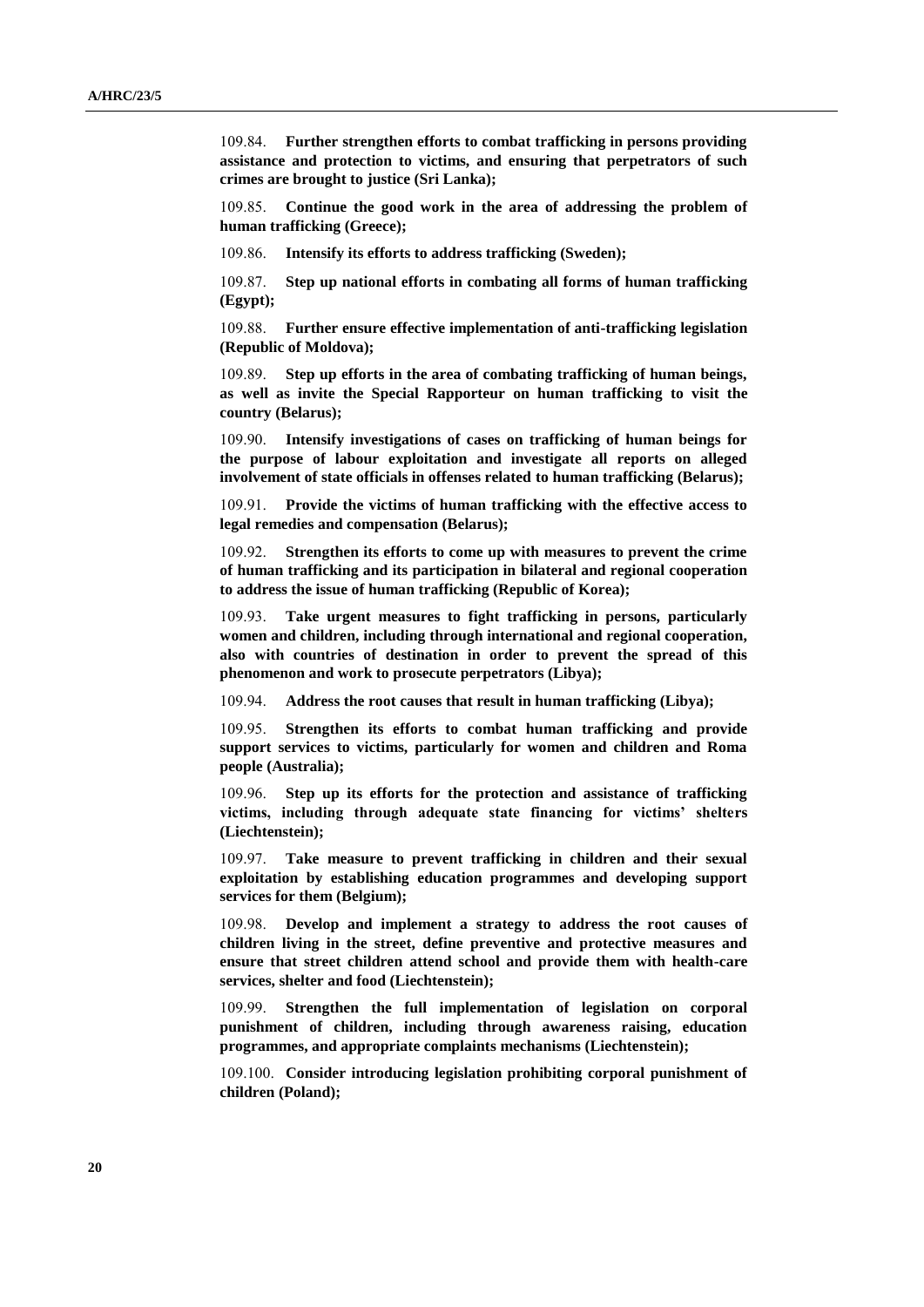109.84. **Further strengthen efforts to combat trafficking in persons providing assistance and protection to victims, and ensuring that perpetrators of such crimes are brought to justice (Sri Lanka);**

109.85. **Continue the good work in the area of addressing the problem of human trafficking (Greece);**

109.86. **Intensify its efforts to address trafficking (Sweden);**

109.87. **Step up national efforts in combating all forms of human trafficking (Egypt);**

109.88. **Further ensure effective implementation of anti-trafficking legislation (Republic of Moldova);**

109.89. **Step up efforts in the area of combating trafficking of human beings, as well as invite the Special Rapporteur on human trafficking to visit the country (Belarus);**

109.90. **Intensify investigations of cases on trafficking of human beings for the purpose of labour exploitation and investigate all reports on alleged involvement of state officials in offenses related to human trafficking (Belarus);**

109.91. **Provide the victims of human trafficking with the effective access to legal remedies and compensation (Belarus);**

109.92. **Strengthen its efforts to come up with measures to prevent the crime of human trafficking and its participation in bilateral and regional cooperation to address the issue of human trafficking (Republic of Korea);**

109.93. **Take urgent measures to fight trafficking in persons, particularly women and children, including through international and regional cooperation, also with countries of destination in order to prevent the spread of this phenomenon and work to prosecute perpetrators (Libya);**

109.94. **Address the root causes that result in human trafficking (Libya);**

109.95. **Strengthen its efforts to combat human trafficking and provide support services to victims, particularly for women and children and Roma people (Australia);**

109.96. **Step up its efforts for the protection and assistance of trafficking victims, including through adequate state financing for victims' shelters (Liechtenstein);**

109.97. **Take measure to prevent trafficking in children and their sexual exploitation by establishing education programmes and developing support services for them (Belgium);**

109.98. **Develop and implement a strategy to address the root causes of children living in the street, define preventive and protective measures and ensure that street children attend school and provide them with health-care services, shelter and food (Liechtenstein);**

109.99. **Strengthen the full implementation of legislation on corporal punishment of children, including through awareness raising, education programmes, and appropriate complaints mechanisms (Liechtenstein);**

109.100. **Consider introducing legislation prohibiting corporal punishment of children (Poland);**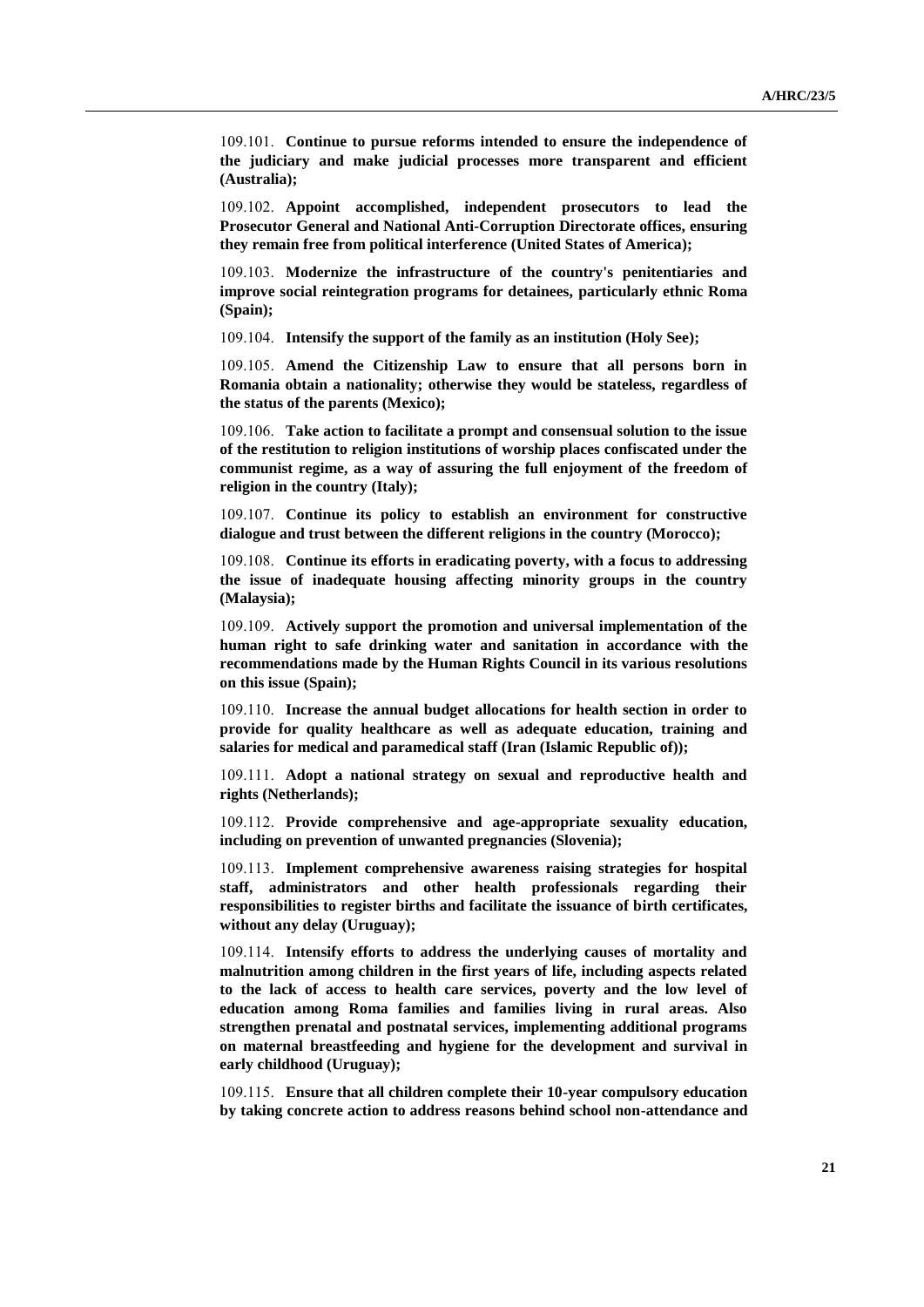109.101. **Continue to pursue reforms intended to ensure the independence of the judiciary and make judicial processes more transparent and efficient (Australia);**

109.102. **Appoint accomplished, independent prosecutors to lead the Prosecutor General and National Anti-Corruption Directorate offices, ensuring they remain free from political interference (United States of America);**

109.103. **Modernize the infrastructure of the country's penitentiaries and improve social reintegration programs for detainees, particularly ethnic Roma (Spain);**

109.104. **Intensify the support of the family as an institution (Holy See);**

109.105. **Amend the Citizenship Law to ensure that all persons born in Romania obtain a nationality; otherwise they would be stateless, regardless of the status of the parents (Mexico);**

109.106. **Take action to facilitate a prompt and consensual solution to the issue of the restitution to religion institutions of worship places confiscated under the communist regime, as a way of assuring the full enjoyment of the freedom of religion in the country (Italy);**

109.107. **Continue its policy to establish an environment for constructive dialogue and trust between the different religions in the country (Morocco);**

109.108. **Continue its efforts in eradicating poverty, with a focus to addressing the issue of inadequate housing affecting minority groups in the country (Malaysia);**

109.109. **Actively support the promotion and universal implementation of the human right to safe drinking water and sanitation in accordance with the recommendations made by the Human Rights Council in its various resolutions on this issue (Spain);**

109.110. **Increase the annual budget allocations for health section in order to provide for quality healthcare as well as adequate education, training and salaries for medical and paramedical staff (Iran (Islamic Republic of));**

109.111. **Adopt a national strategy on sexual and reproductive health and rights (Netherlands);**

109.112. **Provide comprehensive and age-appropriate sexuality education, including on prevention of unwanted pregnancies (Slovenia);**

109.113. **Implement comprehensive awareness raising strategies for hospital staff, administrators and other health professionals regarding their responsibilities to register births and facilitate the issuance of birth certificates, without any delay (Uruguay);**

109.114. **Intensify efforts to address the underlying causes of mortality and malnutrition among children in the first years of life, including aspects related to the lack of access to health care services, poverty and the low level of education among Roma families and families living in rural areas. Also strengthen prenatal and postnatal services, implementing additional programs on maternal breastfeeding and hygiene for the development and survival in early childhood (Uruguay);**

109.115. **Ensure that all children complete their 10-year compulsory education by taking concrete action to address reasons behind school non-attendance and**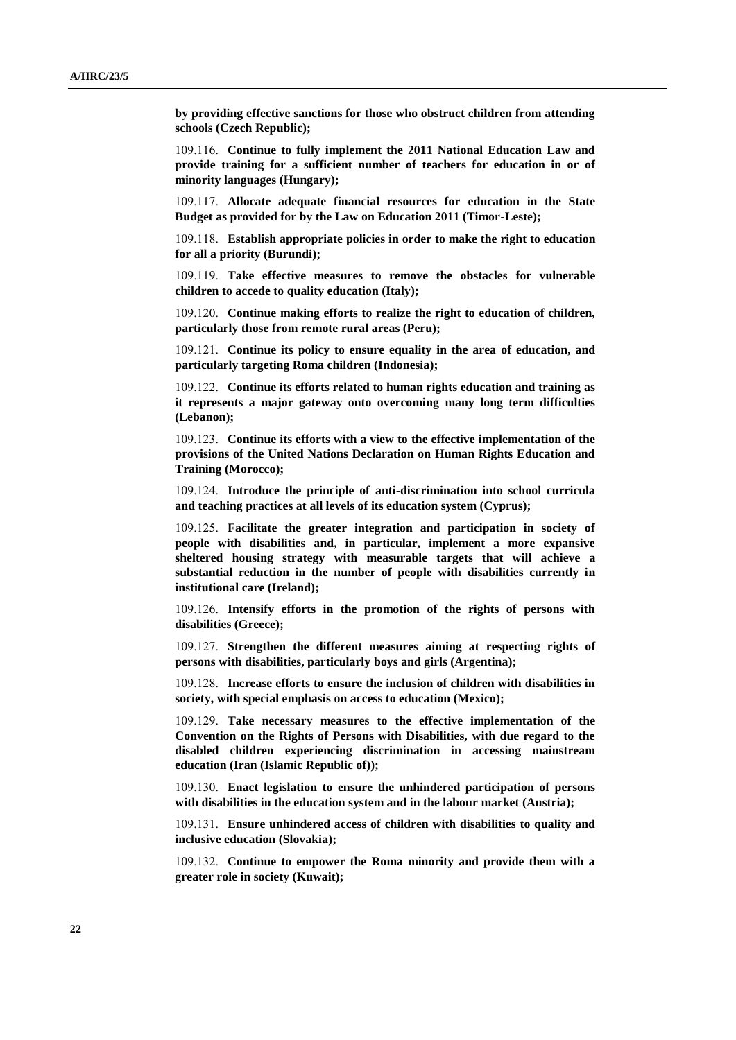**by providing effective sanctions for those who obstruct children from attending schools (Czech Republic);**

109.116. **Continue to fully implement the 2011 National Education Law and provide training for a sufficient number of teachers for education in or of minority languages (Hungary);**

109.117. **Allocate adequate financial resources for education in the State Budget as provided for by the Law on Education 2011 (Timor-Leste);**

109.118. **Establish appropriate policies in order to make the right to education for all a priority (Burundi);**

109.119. **Take effective measures to remove the obstacles for vulnerable children to accede to quality education (Italy);**

109.120. **Continue making efforts to realize the right to education of children, particularly those from remote rural areas (Peru);**

109.121. **Continue its policy to ensure equality in the area of education, and particularly targeting Roma children (Indonesia);**

109.122. **Continue its efforts related to human rights education and training as it represents a major gateway onto overcoming many long term difficulties (Lebanon);**

109.123. **Continue its efforts with a view to the effective implementation of the provisions of the United Nations Declaration on Human Rights Education and Training (Morocco);**

109.124. **Introduce the principle of anti-discrimination into school curricula and teaching practices at all levels of its education system (Cyprus);**

109.125. **Facilitate the greater integration and participation in society of people with disabilities and, in particular, implement a more expansive sheltered housing strategy with measurable targets that will achieve a substantial reduction in the number of people with disabilities currently in institutional care (Ireland);**

109.126. **Intensify efforts in the promotion of the rights of persons with disabilities (Greece);**

109.127. **Strengthen the different measures aiming at respecting rights of persons with disabilities, particularly boys and girls (Argentina);**

109.128. **Increase efforts to ensure the inclusion of children with disabilities in society, with special emphasis on access to education (Mexico);**

109.129. **Take necessary measures to the effective implementation of the Convention on the Rights of Persons with Disabilities, with due regard to the disabled children experiencing discrimination in accessing mainstream education (Iran (Islamic Republic of));**

109.130. **Enact legislation to ensure the unhindered participation of persons with disabilities in the education system and in the labour market (Austria);**

109.131. **Ensure unhindered access of children with disabilities to quality and inclusive education (Slovakia);**

109.132. **Continue to empower the Roma minority and provide them with a greater role in society (Kuwait);**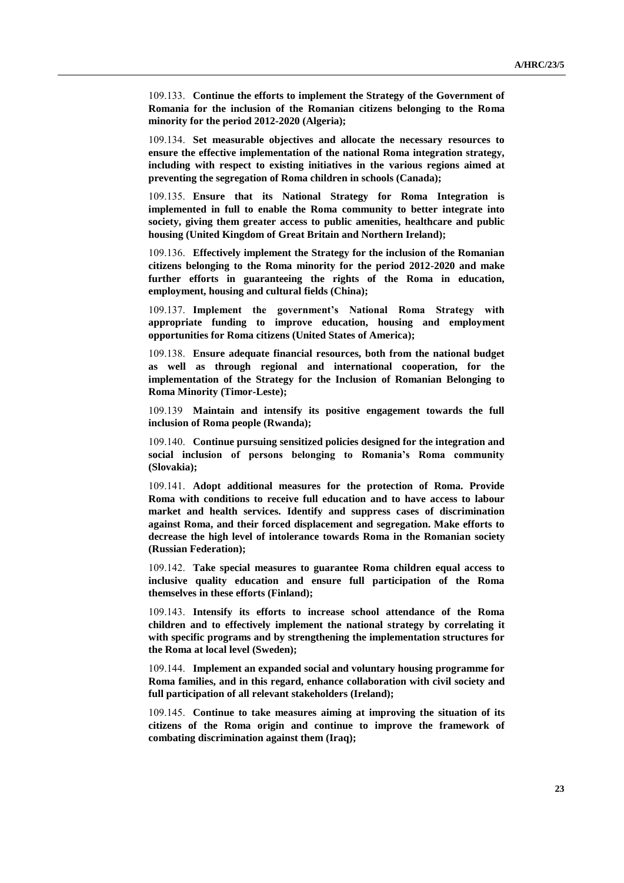109.133. **Continue the efforts to implement the Strategy of the Government of Romania for the inclusion of the Romanian citizens belonging to the Roma minority for the period 2012-2020 (Algeria);**

109.134. **Set measurable objectives and allocate the necessary resources to ensure the effective implementation of the national Roma integration strategy, including with respect to existing initiatives in the various regions aimed at preventing the segregation of Roma children in schools (Canada);**

109.135. **Ensure that its National Strategy for Roma Integration is implemented in full to enable the Roma community to better integrate into society, giving them greater access to public amenities, healthcare and public housing (United Kingdom of Great Britain and Northern Ireland);**

109.136. **Effectively implement the Strategy for the inclusion of the Romanian citizens belonging to the Roma minority for the period 2012-2020 and make further efforts in guaranteeing the rights of the Roma in education, employment, housing and cultural fields (China);**

109.137. **Implement the government's National Roma Strategy with appropriate funding to improve education, housing and employment opportunities for Roma citizens (United States of America);**

109.138. **Ensure adequate financial resources, both from the national budget as well as through regional and international cooperation, for the implementation of the Strategy for the Inclusion of Romanian Belonging to Roma Minority (Timor-Leste);**

109.139 **Maintain and intensify its positive engagement towards the full inclusion of Roma people (Rwanda);**

109.140. **Continue pursuing sensitized policies designed for the integration and social inclusion of persons belonging to Romania's Roma community (Slovakia);**

109.141. **Adopt additional measures for the protection of Roma. Provide Roma with conditions to receive full education and to have access to labour market and health services. Identify and suppress cases of discrimination against Roma, and their forced displacement and segregation. Make efforts to decrease the high level of intolerance towards Roma in the Romanian society (Russian Federation);**

109.142. **Take special measures to guarantee Roma children equal access to inclusive quality education and ensure full participation of the Roma themselves in these efforts (Finland);**

109.143. **Intensify its efforts to increase school attendance of the Roma children and to effectively implement the national strategy by correlating it with specific programs and by strengthening the implementation structures for the Roma at local level (Sweden);**

109.144. **Implement an expanded social and voluntary housing programme for Roma families, and in this regard, enhance collaboration with civil society and full participation of all relevant stakeholders (Ireland);**

109.145. **Continue to take measures aiming at improving the situation of its citizens of the Roma origin and continue to improve the framework of combating discrimination against them (Iraq);**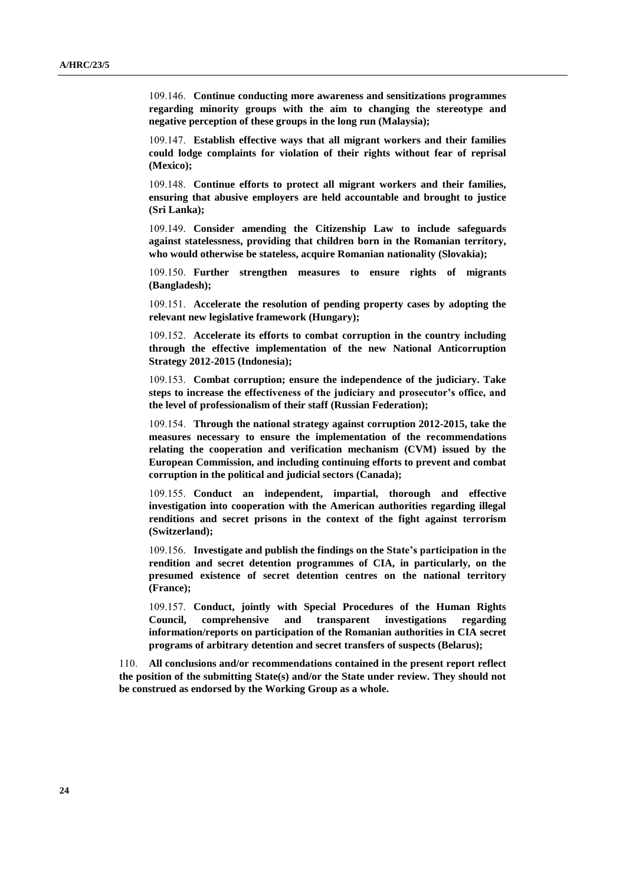109.146. **Continue conducting more awareness and sensitizations programmes regarding minority groups with the aim to changing the stereotype and negative perception of these groups in the long run (Malaysia);**

109.147. **Establish effective ways that all migrant workers and their families could lodge complaints for violation of their rights without fear of reprisal (Mexico);**

109.148. **Continue efforts to protect all migrant workers and their families, ensuring that abusive employers are held accountable and brought to justice (Sri Lanka);**

109.149. **Consider amending the Citizenship Law to include safeguards against statelessness, providing that children born in the Romanian territory, who would otherwise be stateless, acquire Romanian nationality (Slovakia);**

109.150. **Further strengthen measures to ensure rights of migrants (Bangladesh);**

109.151. **Accelerate the resolution of pending property cases by adopting the relevant new legislative framework (Hungary);**

109.152. **Accelerate its efforts to combat corruption in the country including through the effective implementation of the new National Anticorruption Strategy 2012-2015 (Indonesia);**

109.153. **Combat corruption; ensure the independence of the judiciary. Take steps to increase the effectiveness of the judiciary and prosecutor's office, and the level of professionalism of their staff (Russian Federation);**

109.154. **Through the national strategy against corruption 2012-2015, take the measures necessary to ensure the implementation of the recommendations relating the cooperation and verification mechanism (CVM) issued by the European Commission, and including continuing efforts to prevent and combat corruption in the political and judicial sectors (Canada);**

109.155. **Conduct an independent, impartial, thorough and effective investigation into cooperation with the American authorities regarding illegal renditions and secret prisons in the context of the fight against terrorism (Switzerland);**

109.156. **Investigate and publish the findings on the State's participation in the rendition and secret detention programmes of CIA, in particularly, on the presumed existence of secret detention centres on the national territory (France);**

109.157. **Conduct, jointly with Special Procedures of the Human Rights Council, comprehensive and transparent investigations regarding information/reports on participation of the Romanian authorities in CIA secret programs of arbitrary detention and secret transfers of suspects (Belarus);**

110. **All conclusions and/or recommendations contained in the present report reflect the position of the submitting State(s) and/or the State under review. They should not be construed as endorsed by the Working Group as a whole.**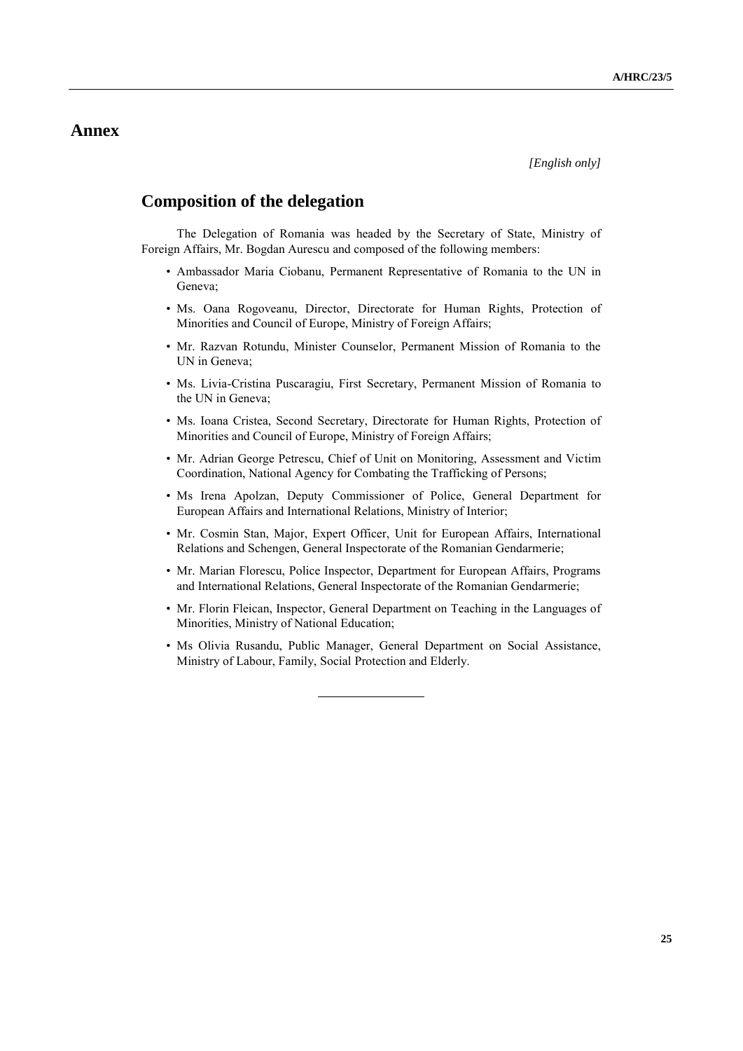# Annex

*[English only]*

## Composition of the delegation

The Delegation of Romania was headed by the Secretary of State, Ministry of Foreign Affairs, Mr. Bogdan Aurescu and composed of the following members:

- Ambassador Maria Ciobanu, Permanent Representative of Romania to the UN in Geneva;
- Ms. Oana Rogoveanu, Director, Directorate for Human Rights, Protection of Minorities and Council of Europe, Ministry of Foreign Affairs;
- Mr. Razvan Rotundu, Minister Counselor, Permanent Mission of Romania to the UN in Geneva;
- Ms. Livia-Cristina Puscaragiu, First Secretary, Permanent Mission of Romania to the UN in Geneva;
- Ms. Ioana Cristea, Second Secretary, Directorate for Human Rights, Protection of Minorities and Council of Europe, Ministry of Foreign Affairs;
- Mr. Adrian George Petrescu, Chief of Unit on Monitoring, Assessment and Victim Coordination, National Agency for Combating the Trafficking of Persons;
- Ms Irena Apolzan, Deputy Commissioner of Police, General Department for European Affairs and International Relations, Ministry of Interior;
- Mr. Cosmin Stan, Major, Expert Officer, Unit for European Affairs, International Relations and Schengen, General Inspectorate of the Romanian Gendarmerie;
- Mr. Marian Florescu, Police Inspector, Department for European Affairs, Programs and International Relations, General Inspectorate of the Romanian Gendarmerie;
- Mr. Florin Fleican, Inspector, General Department on Teaching in the Languages of Minorities, Ministry of National Education;
- Ms Olivia Rusandu, Public Manager, General Department on Social Assistance, Ministry of Labour, Family, Social Protection and Elderly.